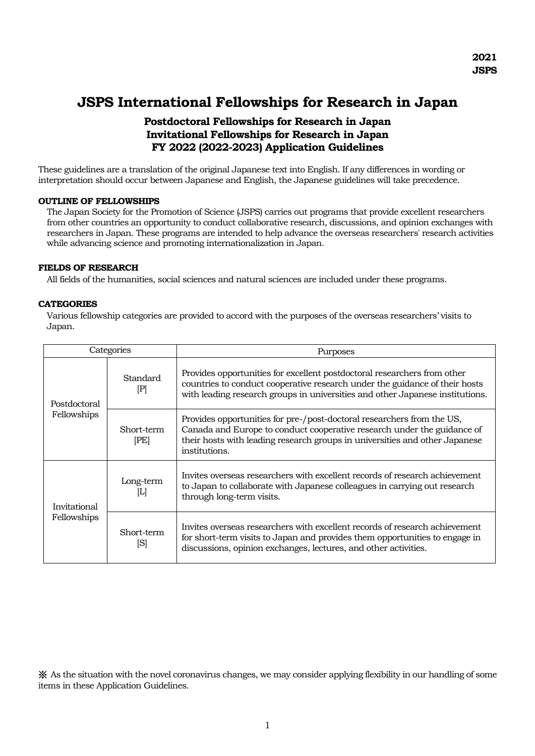**2021**
**JSPS**

# JSPS International Fellowships for Research in Japan

## Postdoctoral Fellowships for Research in Japan
## Invitational Fellowships for Research in Japan
## FY 2022 (2022-2023) Application Guidelines

These guidelines are a translation of the original Japanese text into English. If any differences in wording or interpretation should occur between Japanese and English, the Japanese guidelines will take precedence.

**OUTLINE OF FELLOWSHIPS**

The Japan Society for the Promotion of Science (JSPS) carries out programs that provide excellent researchers from other countries an opportunity to conduct collaborative research, discussions, and opinion exchanges with researchers in Japan. These programs are intended to help advance the overseas researchers' research activities while advancing science and promoting internationalization in Japan.

**FIELDS OF RESEARCH**

All fields of the humanities, social sciences and natural sciences are included under these programs.

**CATEGORIES**

Various fellowship categories are provided to accord with the purposes of the overseas researchers' visits to Japan.

| Categories | | Purposes |
| --- | --- | --- |
| Postdoctoral Fellowships | Standard [P] | Provides opportunities for excellent postdoctoral researchers from other countries to conduct cooperative research under the guidance of their hosts with leading research groups in universities and other Japanese institutions. |
| | Short-term [PE] | Provides opportunities for pre-/post-doctoral researchers from the US, Canada and Europe to conduct cooperative research under the guidance of their hosts with leading research groups in universities and other Japanese institutions. |
| Invitational Fellowships | Long-term [L] | Invites overseas researchers with excellent records of research achievement to Japan to collaborate with Japanese colleagues in carrying out research through long-term visits. |
| | Short-term [S] | Invites overseas researchers with excellent records of research achievement for short-term visits to Japan and provides them opportunities to engage in discussions, opinion exchanges, lectures, and other activities. |

※ As the situation with the novel coronavirus changes, we may consider applying flexibility in our handling of some items in these Application Guidelines.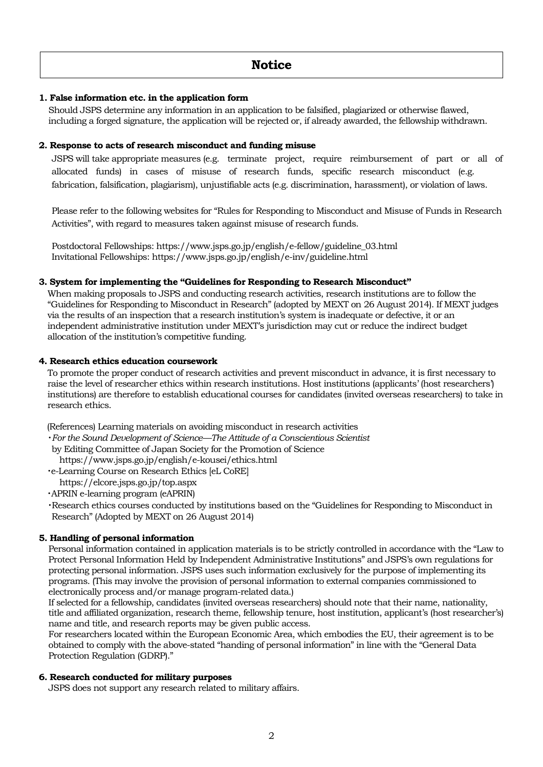# Notice

**1. False information etc. in the application form**

Should JSPS determine any information in an application to be falsified, plagiarized or otherwise flawed, including a forged signature, the application will be rejected or, if already awarded, the fellowship withdrawn.

**2. Response to acts of research misconduct and funding misuse**

JSPS will take appropriate measures (e.g. terminate project, require reimbursement of part or all of allocated funds) in cases of misuse of research funds, specific research misconduct (e.g. fabrication, falsification, plagiarism), unjustifiable acts (e.g. discrimination, harassment), or violation of laws.

Please refer to the following websites for "Rules for Responding to Misconduct and Misuse of Funds in Research Activities", with regard to measures taken against misuse of research funds.

Postdoctoral Fellowships: https://www.jsps.go.jp/english/e-fellow/guideline_03.html
Invitational Fellowships: https://www.jsps.go.jp/english/e-inv/guideline.html

**3. System for implementing the "Guidelines for Responding to Research Misconduct"**

When making proposals to JSPS and conducting research activities, research institutions are to follow the "Guidelines for Responding to Misconduct in Research" (adopted by MEXT on 26 August 2014). If MEXT judges via the results of an inspection that a research institution's system is inadequate or defective, it or an independent administrative institution under MEXT's jurisdiction may cut or reduce the indirect budget allocation of the institution's competitive funding.

**4. Research ethics education coursework**

To promote the proper conduct of research activities and prevent misconduct in advance, it is first necessary to raise the level of researcher ethics within research institutions. Host institutions (applicants' (host researchers') institutions) are therefore to establish educational courses for candidates (invited overseas researchers) to take in research ethics.

(References) Learning materials on avoiding misconduct in research activities

- *For the Sound Development of Science—The Attitude of a Conscientious Scientist* by Editing Committee of Japan Society for the Promotion of Science
  https://www.jsps.go.jp/english/e-kousei/ethics.html
- e-Learning Course on Research Ethics [eL CoRE]
  https://elcore.jsps.go.jp/top.aspx
- APRIN e-learning program (eAPRIN)
- Research ethics courses conducted by institutions based on the "Guidelines for Responding to Misconduct in Research" (Adopted by MEXT on 26 August 2014)

**5. Handling of personal information**

Personal information contained in application materials is to be strictly controlled in accordance with the "Law to Protect Personal Information Held by Independent Administrative Institutions" and JSPS's own regulations for protecting personal information. JSPS uses such information exclusively for the purpose of implementing its programs. (This may involve the provision of personal information to external companies commissioned to electronically process and/or manage program-related data.)
If selected for a fellowship, candidates (invited overseas researchers) should note that their name, nationality, title and affiliated organization, research theme, fellowship tenure, host institution, applicant's (host researcher's) name and title, and research reports may be given public access.
For researchers located within the European Economic Area, which embodies the EU, their agreement is to be obtained to comply with the above-stated "handing of personal information" in line with the "General Data Protection Regulation (GDRP)."

**6. Research conducted for military purposes**

JSPS does not support any research related to military affairs.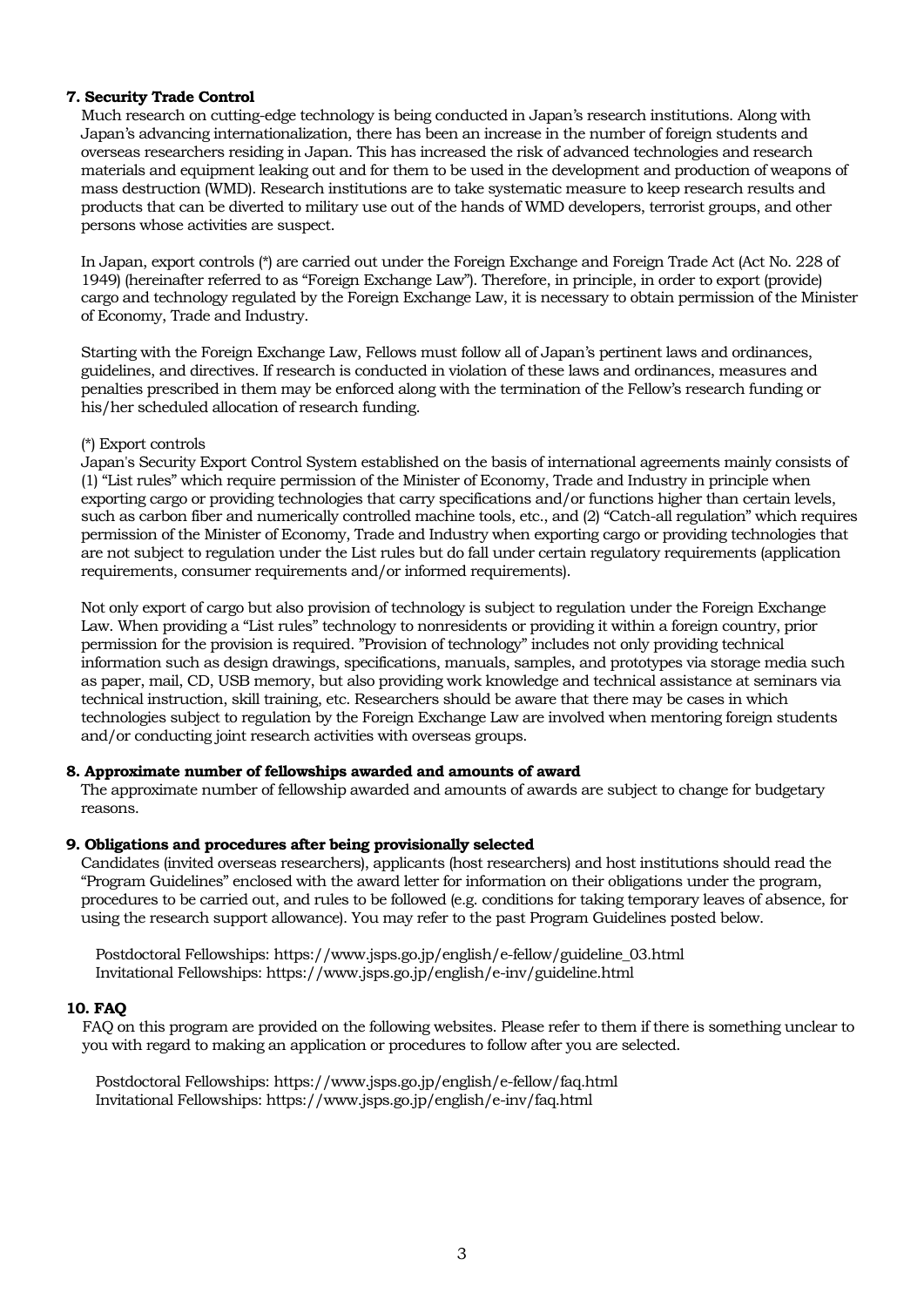**7. Security Trade Control**

Much research on cutting-edge technology is being conducted in Japan's research institutions. Along with Japan's advancing internationalization, there has been an increase in the number of foreign students and overseas researchers residing in Japan. This has increased the risk of advanced technologies and research materials and equipment leaking out and for them to be used in the development and production of weapons of mass destruction (WMD). Research institutions are to take systematic measure to keep research results and products that can be diverted to military use out of the hands of WMD developers, terrorist groups, and other persons whose activities are suspect.

In Japan, export controls (*) are carried out under the Foreign Exchange and Foreign Trade Act (Act No. 228 of 1949) (hereinafter referred to as "Foreign Exchange Law"). Therefore, in principle, in order to export (provide) cargo and technology regulated by the Foreign Exchange Law, it is necessary to obtain permission of the Minister of Economy, Trade and Industry.

Starting with the Foreign Exchange Law, Fellows must follow all of Japan's pertinent laws and ordinances, guidelines, and directives. If research is conducted in violation of these laws and ordinances, measures and penalties prescribed in them may be enforced along with the termination of the Fellow's research funding or his/her scheduled allocation of research funding.

(*) Export controls

Japan's Security Export Control System established on the basis of international agreements mainly consists of (1) "List rules" which require permission of the Minister of Economy, Trade and Industry in principle when exporting cargo or providing technologies that carry specifications and/or functions higher than certain levels, such as carbon fiber and numerically controlled machine tools, etc., and (2) "Catch-all regulation" which requires permission of the Minister of Economy, Trade and Industry when exporting cargo or providing technologies that are not subject to regulation under the List rules but do fall under certain regulatory requirements (application requirements, consumer requirements and/or informed requirements).

Not only export of cargo but also provision of technology is subject to regulation under the Foreign Exchange Law. When providing a "List rules" technology to nonresidents or providing it within a foreign country, prior permission for the provision is required. "Provision of technology" includes not only providing technical information such as design drawings, specifications, manuals, samples, and prototypes via storage media such as paper, mail, CD, USB memory, but also providing work knowledge and technical assistance at seminars via technical instruction, skill training, etc. Researchers should be aware that there may be cases in which technologies subject to regulation by the Foreign Exchange Law are involved when mentoring foreign students and/or conducting joint research activities with overseas groups.

**8. Approximate number of fellowships awarded and amounts of award**

The approximate number of fellowship awarded and amounts of awards are subject to change for budgetary reasons.

**9. Obligations and procedures after being provisionally selected**

Candidates (invited overseas researchers), applicants (host researchers) and host institutions should read the "Program Guidelines" enclosed with the award letter for information on their obligations under the program, procedures to be carried out, and rules to be followed (e.g. conditions for taking temporary leaves of absence, for using the research support allowance). You may refer to the past Program Guidelines posted below.

Postdoctoral Fellowships: https://www.jsps.go.jp/english/e-fellow/guideline_03.html
Invitational Fellowships: https://www.jsps.go.jp/english/e-inv/guideline.html

**10. FAQ**

FAQ on this program are provided on the following websites. Please refer to them if there is something unclear to you with regard to making an application or procedures to follow after you are selected.

Postdoctoral Fellowships: https://www.jsps.go.jp/english/e-fellow/faq.html
Invitational Fellowships: https://www.jsps.go.jp/english/e-inv/faq.html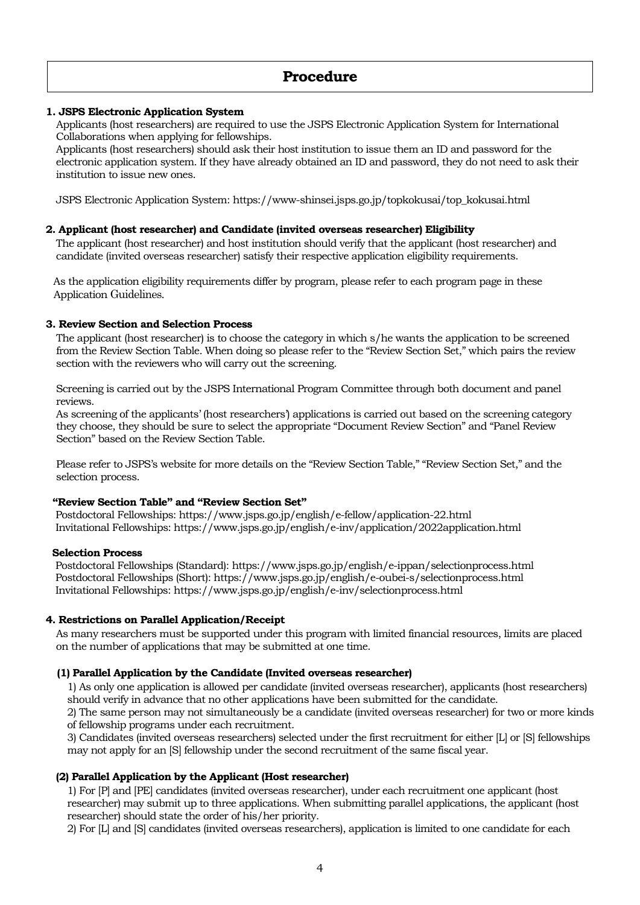# Procedure

## 1. JSPS Electronic Application System

Applicants (host researchers) are required to use the JSPS Electronic Application System for International Collaborations when applying for fellowships.

Applicants (host researchers) should ask their host institution to issue them an ID and password for the electronic application system. If they have already obtained an ID and password, they do not need to ask their institution to issue new ones.

JSPS Electronic Application System: https://www-shinsei.jsps.go.jp/topkokusai/top_kokusai.html

## 2. Applicant (host researcher) and Candidate (invited overseas researcher) Eligibility

The applicant (host researcher) and host institution should verify that the applicant (host researcher) and candidate (invited overseas researcher) satisfy their respective application eligibility requirements.

As the application eligibility requirements differ by program, please refer to each program page in these Application Guidelines.

## 3. Review Section and Selection Process

The applicant (host researcher) is to choose the category in which s/he wants the application to be screened from the Review Section Table. When doing so please refer to the "Review Section Set," which pairs the review section with the reviewers who will carry out the screening.

Screening is carried out by the JSPS International Program Committee through both document and panel reviews.

As screening of the applicants' (host researchers') applications is carried out based on the screening category they choose, they should be sure to select the appropriate "Document Review Section" and "Panel Review Section" based on the Review Section Table.

Please refer to JSPS's website for more details on the "Review Section Table," "Review Section Set," and the selection process.

**"Review Section Table" and "Review Section Set"**

Postdoctoral Fellowships: https://www.jsps.go.jp/english/e-fellow/application-22.html
Invitational Fellowships: https://www.jsps.go.jp/english/e-inv/application/2022application.html

**Selection Process**

Postdoctoral Fellowships (Standard): https://www.jsps.go.jp/english/e-ippan/selectionprocess.html
Postdoctoral Fellowships (Short): https://www.jsps.go.jp/english/e-oubei-s/selectionprocess.html
Invitational Fellowships: https://www.jsps.go.jp/english/e-inv/selectionprocess.html

## 4. Restrictions on Parallel Application/Receipt

As many researchers must be supported under this program with limited financial resources, limits are placed on the number of applications that may be submitted at one time.

### (1) Parallel Application by the Candidate (Invited overseas researcher)

1) As only one application is allowed per candidate (invited overseas researcher), applicants (host researchers) should verify in advance that no other applications have been submitted for the candidate.

2) The same person may not simultaneously be a candidate (invited overseas researcher) for two or more kinds of fellowship programs under each recruitment.

3) Candidates (invited overseas researchers) selected under the first recruitment for either [L] or [S] fellowships may not apply for an [S] fellowship under the second recruitment of the same fiscal year.

### (2) Parallel Application by the Applicant (Host researcher)

1) For [P] and [PE] candidates (invited overseas researcher), under each recruitment one applicant (host researcher) may submit up to three applications. When submitting parallel applications, the applicant (host researcher) should state the order of his/her priority.

2) For [L] and [S] candidates (invited overseas researchers), application is limited to one candidate for each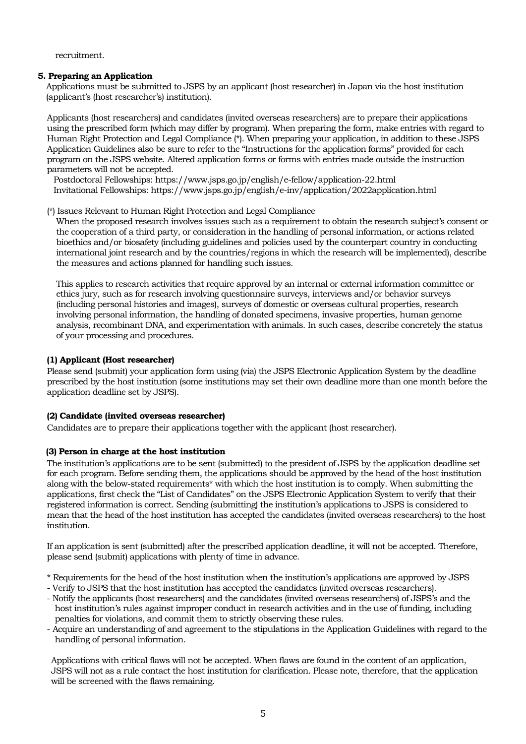recruitment.

## 5. Preparing an Application

Applications must be submitted to JSPS by an applicant (host researcher) in Japan via the host institution (applicant's (host researcher's) institution).

Applicants (host researchers) and candidates (invited overseas researchers) are to prepare their applications using the prescribed form (which may differ by program). When preparing the form, make entries with regard to Human Right Protection and Legal Compliance (*). When preparing your application, in addition to these JSPS Application Guidelines also be sure to refer to the "Instructions for the application forms" provided for each program on the JSPS website. Altered application forms or forms with entries made outside the instruction parameters will not be accepted.

Postdoctoral Fellowships: https://www.jsps.go.jp/english/e-fellow/application-22.html
Invitational Fellowships: https://www.jsps.go.jp/english/e-inv/application/2022application.html

(*) Issues Relevant to Human Right Protection and Legal Compliance

When the proposed research involves issues such as a requirement to obtain the research subject's consent or the cooperation of a third party, or consideration in the handling of personal information, or actions related bioethics and/or biosafety (including guidelines and policies used by the counterpart country in conducting international joint research and by the countries/regions in which the research will be implemented), describe the measures and actions planned for handling such issues.

This applies to research activities that require approval by an internal or external information committee or ethics jury, such as for research involving questionnaire surveys, interviews and/or behavior surveys (including personal histories and images), surveys of domestic or overseas cultural properties, research involving personal information, the handling of donated specimens, invasive properties, human genome analysis, recombinant DNA, and experimentation with animals. In such cases, describe concretely the status of your processing and procedures.

### (1) Applicant (Host researcher)

Please send (submit) your application form using (via) the JSPS Electronic Application System by the deadline prescribed by the host institution (some institutions may set their own deadline more than one month before the application deadline set by JSPS).

### (2) Candidate (invited overseas researcher)

Candidates are to prepare their applications together with the applicant (host researcher).

### (3) Person in charge at the host institution

The institution's applications are to be sent (submitted) to the president of JSPS by the application deadline set for each program. Before sending them, the applications should be approved by the head of the host institution along with the below-stated requirements* with which the host institution is to comply. When submitting the applications, first check the "List of Candidates" on the JSPS Electronic Application System to verify that their registered information is correct. Sending (submitting) the institution's applications to JSPS is considered to mean that the head of the host institution has accepted the candidates (invited overseas researchers) to the host institution.

If an application is sent (submitted) after the prescribed application deadline, it will not be accepted. Therefore, please send (submit) applications with plenty of time in advance.

\* Requirements for the head of the host institution when the institution's applications are approved by JSPS

- Verify to JSPS that the host institution has accepted the candidates (invited overseas researchers).
- Notify the applicants (host researchers) and the candidates (invited overseas researchers) of JSPS's and the host institution's rules against improper conduct in research activities and in the use of funding, including penalties for violations, and commit them to strictly observing these rules.
- Acquire an understanding of and agreement to the stipulations in the Application Guidelines with regard to the handling of personal information.

Applications with critical flaws will not be accepted. When flaws are found in the content of an application, JSPS will not as a rule contact the host institution for clarification. Please note, therefore, that the application will be screened with the flaws remaining.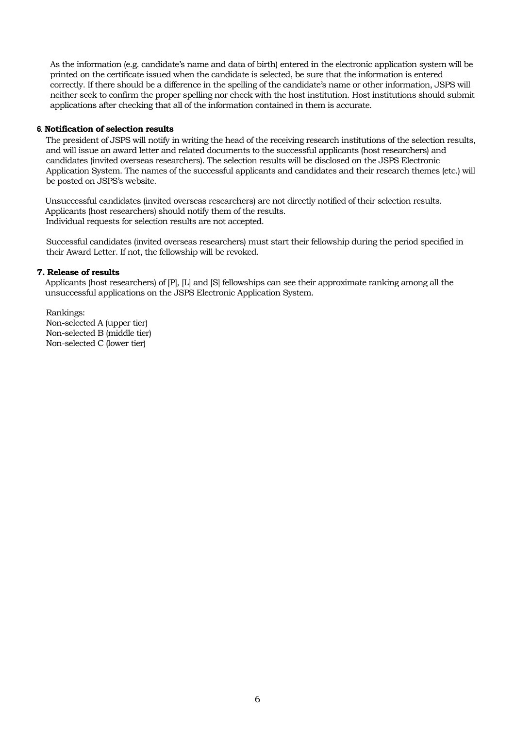As the information (e.g. candidate's name and data of birth) entered in the electronic application system will be printed on the certificate issued when the candidate is selected, be sure that the information is entered correctly. If there should be a difference in the spelling of the candidate's name or other information, JSPS will neither seek to confirm the proper spelling nor check with the host institution. Host institutions should submit applications after checking that all of the information contained in them is accurate.

#### 6. Notification of selection results

The president of JSPS will notify in writing the head of the receiving research institutions of the selection results, and will issue an award letter and related documents to the successful applicants (host researchers) and candidates (invited overseas researchers). The selection results will be disclosed on the JSPS Electronic Application System. The names of the successful applicants and candidates and their research themes (etc.) will be posted on JSPS's website.

Unsuccessful candidates (invited overseas researchers) are not directly notified of their selection results. Applicants (host researchers) should notify them of the results.
Individual requests for selection results are not accepted.

Successful candidates (invited overseas researchers) must start their fellowship during the period specified in their Award Letter. If not, the fellowship will be revoked.

#### 7. Release of results

Applicants (host researchers) of [P], [L] and [S] fellowships can see their approximate ranking among all the unsuccessful applications on the JSPS Electronic Application System.

Rankings:
Non-selected A (upper tier)
Non-selected B (middle tier)
Non-selected C (lower tier)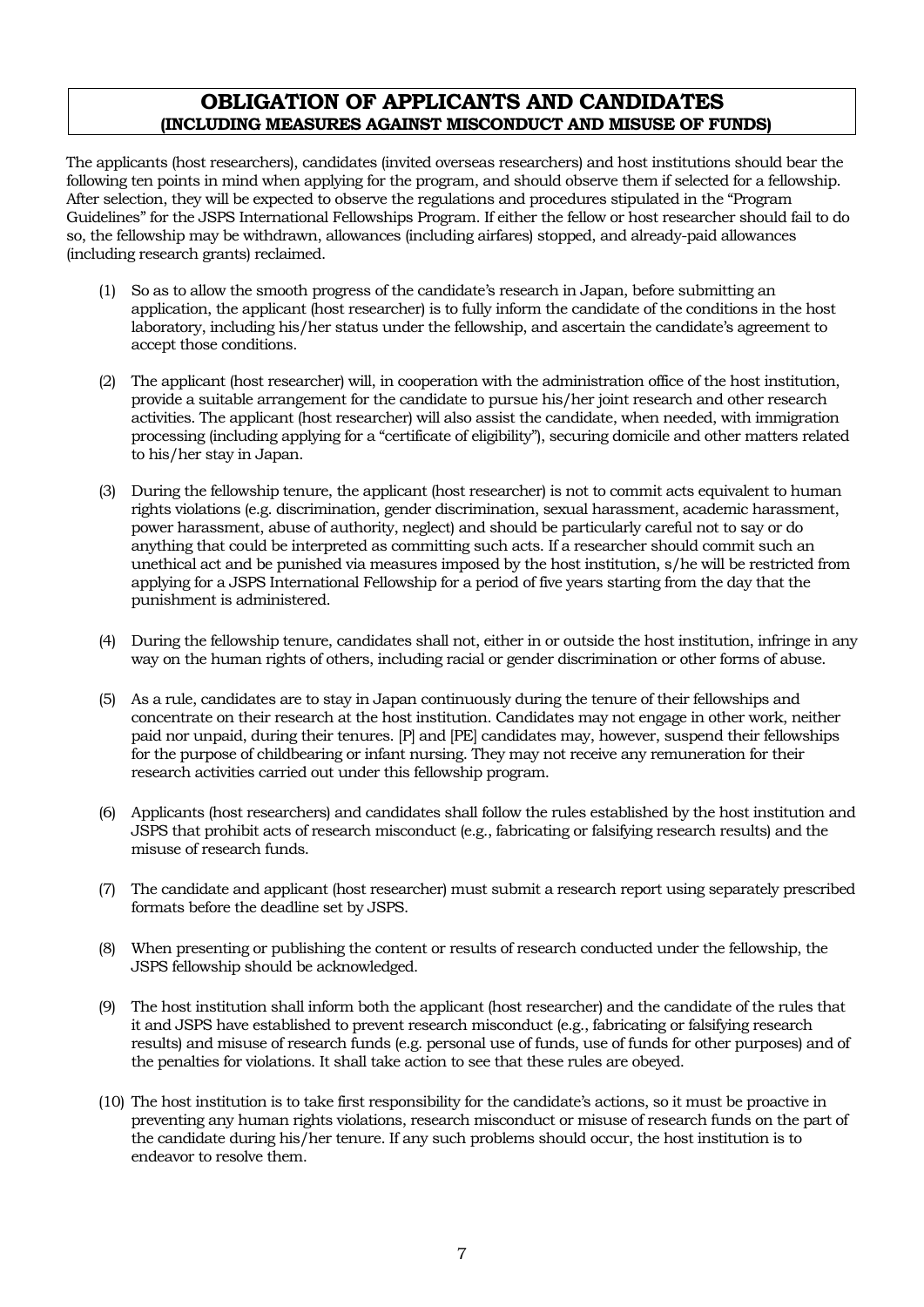## OBLIGATION OF APPLICANTS AND CANDIDATES
### (INCLUDING MEASURES AGAINST MISCONDUCT AND MISUSE OF FUNDS)

The applicants (host researchers), candidates (invited overseas researchers) and host institutions should bear the following ten points in mind when applying for the program, and should observe them if selected for a fellowship. After selection, they will be expected to observe the regulations and procedures stipulated in the "Program Guidelines" for the JSPS International Fellowships Program. If either the fellow or host researcher should fail to do so, the fellowship may be withdrawn, allowances (including airfares) stopped, and already-paid allowances (including research grants) reclaimed.

(1) So as to allow the smooth progress of the candidate's research in Japan, before submitting an application, the applicant (host researcher) is to fully inform the candidate of the conditions in the host laboratory, including his/her status under the fellowship, and ascertain the candidate's agreement to accept those conditions.

(2) The applicant (host researcher) will, in cooperation with the administration office of the host institution, provide a suitable arrangement for the candidate to pursue his/her joint research and other research activities. The applicant (host researcher) will also assist the candidate, when needed, with immigration processing (including applying for a "certificate of eligibility"), securing domicile and other matters related to his/her stay in Japan.

(3) During the fellowship tenure, the applicant (host researcher) is not to commit acts equivalent to human rights violations (e.g. discrimination, gender discrimination, sexual harassment, academic harassment, power harassment, abuse of authority, neglect) and should be particularly careful not to say or do anything that could be interpreted as committing such acts. If a researcher should commit such an unethical act and be punished via measures imposed by the host institution, s/he will be restricted from applying for a JSPS International Fellowship for a period of five years starting from the day that the punishment is administered.

(4) During the fellowship tenure, candidates shall not, either in or outside the host institution, infringe in any way on the human rights of others, including racial or gender discrimination or other forms of abuse.

(5) As a rule, candidates are to stay in Japan continuously during the tenure of their fellowships and concentrate on their research at the host institution. Candidates may not engage in other work, neither paid nor unpaid, during their tenures. [P] and [PE] candidates may, however, suspend their fellowships for the purpose of childbearing or infant nursing. They may not receive any remuneration for their research activities carried out under this fellowship program.

(6) Applicants (host researchers) and candidates shall follow the rules established by the host institution and JSPS that prohibit acts of research misconduct (e.g., fabricating or falsifying research results) and the misuse of research funds.

(7) The candidate and applicant (host researcher) must submit a research report using separately prescribed formats before the deadline set by JSPS.

(8) When presenting or publishing the content or results of research conducted under the fellowship, the JSPS fellowship should be acknowledged.

(9) The host institution shall inform both the applicant (host researcher) and the candidate of the rules that it and JSPS have established to prevent research misconduct (e.g., fabricating or falsifying research results) and misuse of research funds (e.g. personal use of funds, use of funds for other purposes) and of the penalties for violations. It shall take action to see that these rules are obeyed.

(10) The host institution is to take first responsibility for the candidate's actions, so it must be proactive in preventing any human rights violations, research misconduct or misuse of research funds on the part of the candidate during his/her tenure. If any such problems should occur, the host institution is to endeavor to resolve them.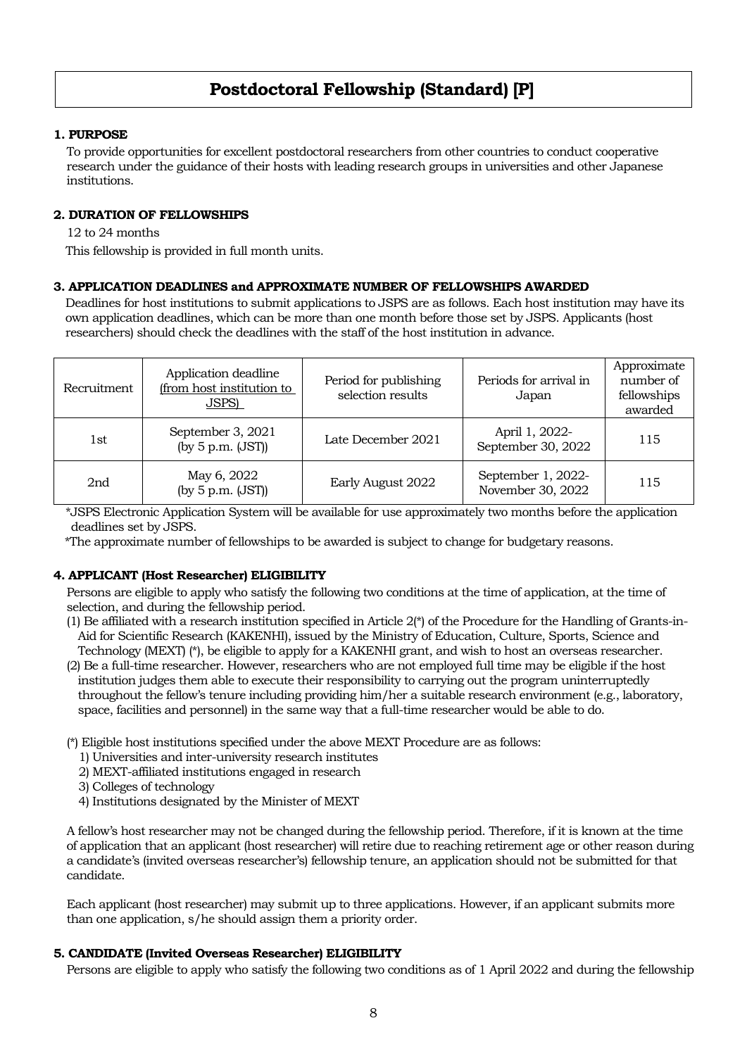# Postdoctoral Fellowship (Standard) [P]

## 1. PURPOSE

To provide opportunities for excellent postdoctoral researchers from other countries to conduct cooperative research under the guidance of their hosts with leading research groups in universities and other Japanese institutions.

## 2. DURATION OF FELLOWSHIPS

12 to 24 months

This fellowship is provided in full month units.

## 3. APPLICATION DEADLINES and APPROXIMATE NUMBER OF FELLOWSHIPS AWARDED

Deadlines for host institutions to submit applications to JSPS are as follows. Each host institution may have its own application deadlines, which can be more than one month before those set by JSPS. Applicants (host researchers) should check the deadlines with the staff of the host institution in advance.

| Recruitment | Application deadline (from host institution to JSPS) | Period for publishing selection results | Periods for arrival in Japan | Approximate number of fellowships awarded |
|---|---|---|---|---|
| 1st | September 3, 2021 (by 5 p.m. (JST)) | Late December 2021 | April 1, 2022- September 30, 2022 | 115 |
| 2nd | May 6, 2022 (by 5 p.m. (JST)) | Early August 2022 | September 1, 2022- November 30, 2022 | 115 |

*JSPS Electronic Application System will be available for use approximately two months before the application deadlines set by JSPS.

*The approximate number of fellowships to be awarded is subject to change for budgetary reasons.

## 4. APPLICANT (Host Researcher) ELIGIBILITY

Persons are eligible to apply who satisfy the following two conditions at the time of application, at the time of selection, and during the fellowship period.

(1) Be affiliated with a research institution specified in Article 2(*) of the Procedure for the Handling of Grants-in-Aid for Scientific Research (KAKENHI), issued by the Ministry of Education, Culture, Sports, Science and Technology (MEXT) (*), be eligible to apply for a KAKENHI grant, and wish to host an overseas researcher.

(2) Be a full-time researcher. However, researchers who are not employed full time may be eligible if the host institution judges them able to execute their responsibility to carrying out the program uninterruptedly throughout the fellow's tenure including providing him/her a suitable research environment (e.g., laboratory, space, facilities and personnel) in the same way that a full-time researcher would be able to do.

(*) Eligible host institutions specified under the above MEXT Procedure are as follows:

1) Universities and inter-university research institutes
2) MEXT-affiliated institutions engaged in research
3) Colleges of technology
4) Institutions designated by the Minister of MEXT

A fellow's host researcher may not be changed during the fellowship period. Therefore, if it is known at the time of application that an applicant (host researcher) will retire due to reaching retirement age or other reason during a candidate's (invited overseas researcher's) fellowship tenure, an application should not be submitted for that candidate.

Each applicant (host researcher) may submit up to three applications. However, if an applicant submits more than one application, s/he should assign them a priority order.

## 5. CANDIDATE (Invited Overseas Researcher) ELIGIBILITY

Persons are eligible to apply who satisfy the following two conditions as of 1 April 2022 and during the fellowship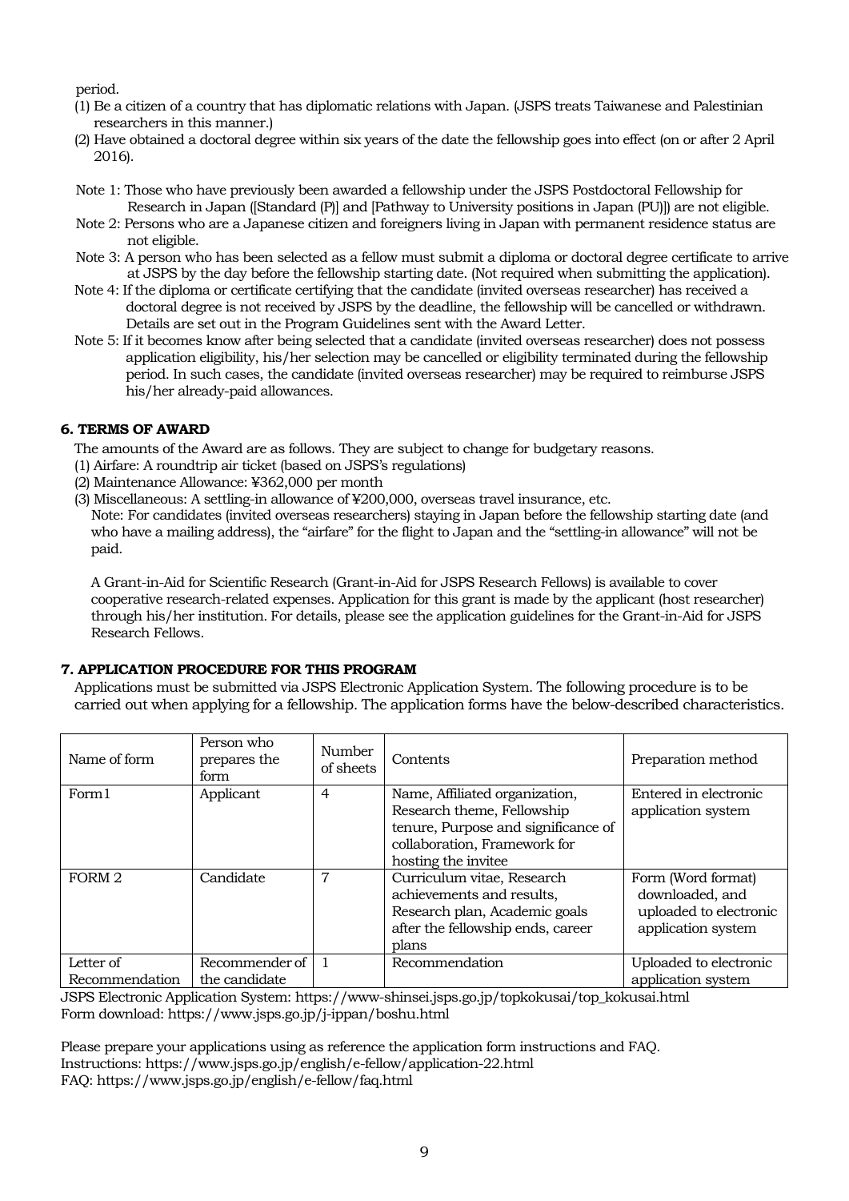period.

(1) Be a citizen of a country that has diplomatic relations with Japan. (JSPS treats Taiwanese and Palestinian researchers in this manner.)
(2) Have obtained a doctoral degree within six years of the date the fellowship goes into effect (on or after 2 April 2016).

Note 1: Those who have previously been awarded a fellowship under the JSPS Postdoctoral Fellowship for Research in Japan ([Standard (P)] and [Pathway to University positions in Japan (PU)]) are not eligible.
Note 2: Persons who are a Japanese citizen and foreigners living in Japan with permanent residence status are not eligible.
Note 3: A person who has been selected as a fellow must submit a diploma or doctoral degree certificate to arrive at JSPS by the day before the fellowship starting date. (Not required when submitting the application).
Note 4: If the diploma or certificate certifying that the candidate (invited overseas researcher) has received a doctoral degree is not received by JSPS by the deadline, the fellowship will be cancelled or withdrawn. Details are set out in the Program Guidelines sent with the Award Letter.
Note 5: If it becomes know after being selected that a candidate (invited overseas researcher) does not possess application eligibility, his/her selection may be cancelled or eligibility terminated during the fellowship period. In such cases, the candidate (invited overseas researcher) may be required to reimburse JSPS his/her already-paid allowances.

## 6. TERMS OF AWARD

The amounts of the Award are as follows. They are subject to change for budgetary reasons.

(1) Airfare: A roundtrip air ticket (based on JSPS's regulations)
(2) Maintenance Allowance: ¥362,000 per month
(3) Miscellaneous: A settling-in allowance of ¥200,000, overseas travel insurance, etc.
Note: For candidates (invited overseas researchers) staying in Japan before the fellowship starting date (and who have a mailing address), the "airfare" for the flight to Japan and the "settling-in allowance" will not be paid.

A Grant-in-Aid for Scientific Research (Grant-in-Aid for JSPS Research Fellows) is available to cover cooperative research-related expenses. Application for this grant is made by the applicant (host researcher) through his/her institution. For details, please see the application guidelines for the Grant-in-Aid for JSPS Research Fellows.

## 7. APPLICATION PROCEDURE FOR THIS PROGRAM

Applications must be submitted via JSPS Electronic Application System. The following procedure is to be carried out when applying for a fellowship. The application forms have the below-described characteristics.

| Name of form | Person who prepares the form | Number of sheets | Contents | Preparation method |
|---|---|---|---|---|
| Form1 | Applicant | 4 | Name, Affiliated organization, Research theme, Fellowship tenure, Purpose and significance of collaboration, Framework for hosting the invitee | Entered in electronic application system |
| FORM 2 | Candidate | 7 | Curriculum vitae, Research achievements and results, Research plan, Academic goals after the fellowship ends, career plans | Form (Word format) downloaded, and uploaded to electronic application system |
| Letter of Recommendation | Recommender of the candidate | 1 | Recommendation | Uploaded to electronic application system |

JSPS Electronic Application System: https://www-shinsei.jsps.go.jp/topkokusai/top_kokusai.html
Form download: https://www.jsps.go.jp/j-ippan/boshu.html

Please prepare your applications using as reference the application form instructions and FAQ.
Instructions: https://www.jsps.go.jp/english/e-fellow/application-22.html
FAQ: https://www.jsps.go.jp/english/e-fellow/faq.html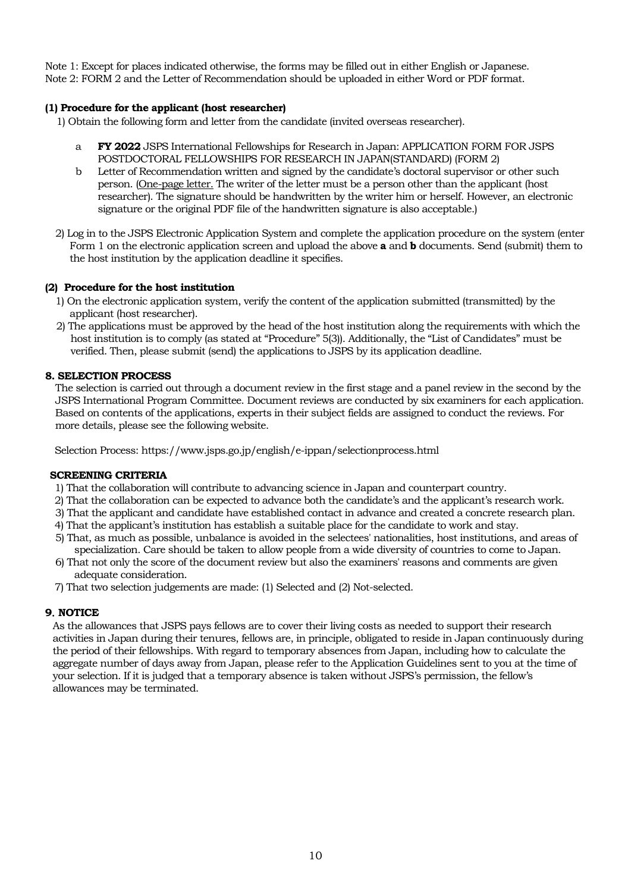Note 1: Except for places indicated otherwise, the forms may be filled out in either English or Japanese.
Note 2: FORM 2 and the Letter of Recommendation should be uploaded in either Word or PDF format.

**(1) Procedure for the applicant (host researcher)**

1) Obtain the following form and letter from the candidate (invited overseas researcher).

- a **FY 2022** JSPS International Fellowships for Research in Japan: APPLICATION FORM FOR JSPS POSTDOCTORAL FELLOWSHIPS FOR RESEARCH IN JAPAN(STANDARD) (FORM 2)
- b Letter of Recommendation written and signed by the candidate's doctoral supervisor or other such person. (One-page letter. The writer of the letter must be a person other than the applicant (host researcher). The signature should be handwritten by the writer him or herself. However, an electronic signature or the original PDF file of the handwritten signature is also acceptable.)

2) Log in to the JSPS Electronic Application System and complete the application procedure on the system (enter Form 1 on the electronic application screen and upload the above **a** and **b** documents. Send (submit) them to the host institution by the application deadline it specifies.

**(2) Procedure for the host institution**

1) On the electronic application system, verify the content of the application submitted (transmitted) by the applicant (host researcher).
2) The applications must be approved by the head of the host institution along the requirements with which the host institution is to comply (as stated at "Procedure" 5(3)). Additionally, the "List of Candidates" must be verified. Then, please submit (send) the applications to JSPS by its application deadline.

## 8. SELECTION PROCESS

The selection is carried out through a document review in the first stage and a panel review in the second by the JSPS International Program Committee. Document reviews are conducted by six examiners for each application. Based on contents of the applications, experts in their subject fields are assigned to conduct the reviews. For more details, please see the following website.

Selection Process: https://www.jsps.go.jp/english/e-ippan/selectionprocess.html

**SCREENING CRITERIA**

1) That the collaboration will contribute to advancing science in Japan and counterpart country.
2) That the collaboration can be expected to advance both the candidate's and the applicant's research work.
3) That the applicant and candidate have established contact in advance and created a concrete research plan.
4) That the applicant's institution has establish a suitable place for the candidate to work and stay.
5) That, as much as possible, unbalance is avoided in the selectees' nationalities, host institutions, and areas of specialization. Care should be taken to allow people from a wide diversity of countries to come to Japan.
6) That not only the score of the document review but also the examiners' reasons and comments are given adequate consideration.
7) That two selection judgements are made: (1) Selected and (2) Not-selected.

## 9. NOTICE

As the allowances that JSPS pays fellows are to cover their living costs as needed to support their research activities in Japan during their tenures, fellows are, in principle, obligated to reside in Japan continuously during the period of their fellowships. With regard to temporary absences from Japan, including how to calculate the aggregate number of days away from Japan, please refer to the Application Guidelines sent to you at the time of your selection. If it is judged that a temporary absence is taken without JSPS's permission, the fellow's allowances may be terminated.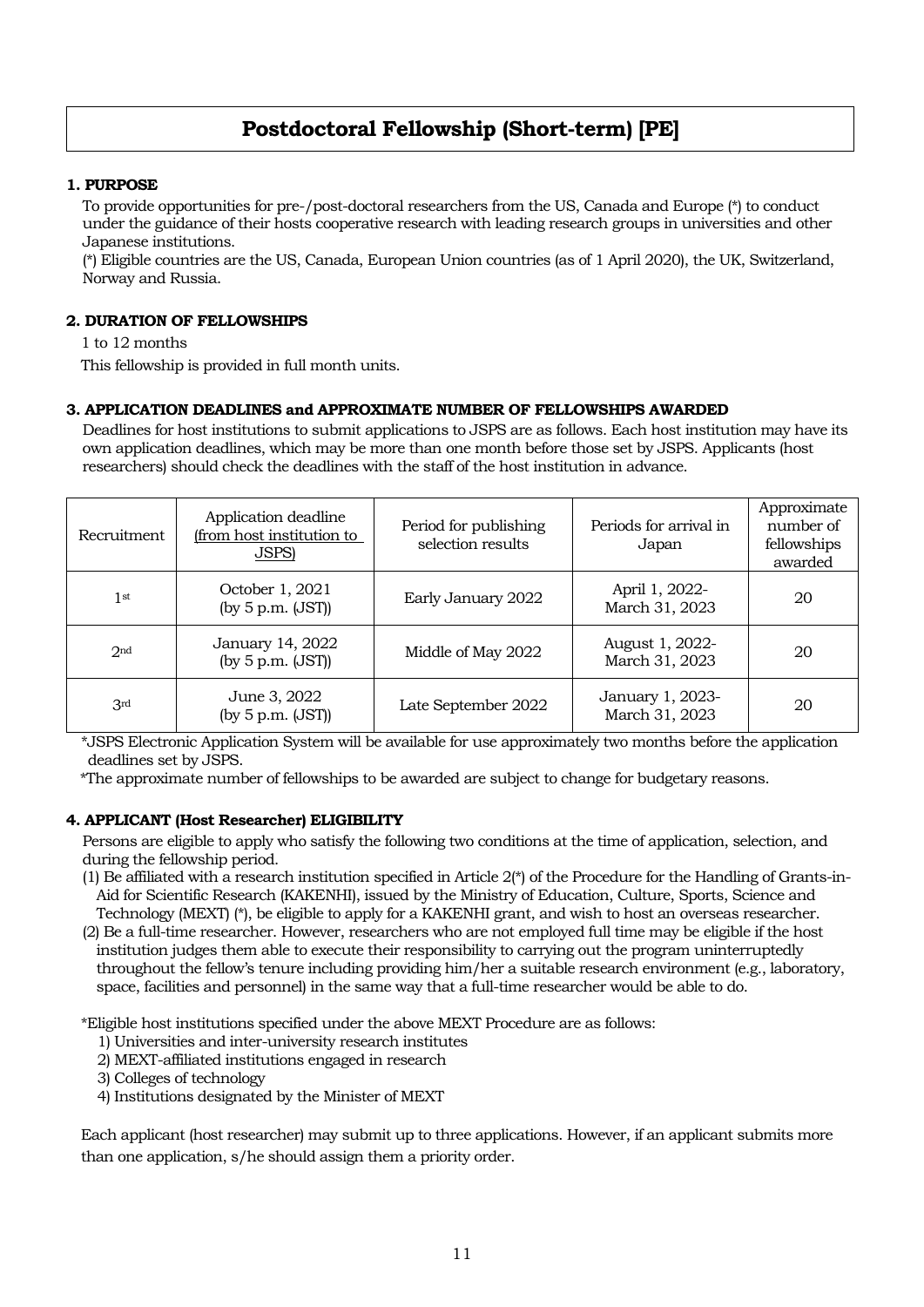# Postdoctoral Fellowship (Short-term) [PE]

## 1. PURPOSE

To provide opportunities for pre-/post-doctoral researchers from the US, Canada and Europe (*) to conduct under the guidance of their hosts cooperative research with leading research groups in universities and other Japanese institutions.

(*) Eligible countries are the US, Canada, European Union countries (as of 1 April 2020), the UK, Switzerland, Norway and Russia.

## 2. DURATION OF FELLOWSHIPS

1 to 12 months

This fellowship is provided in full month units.

## 3. APPLICATION DEADLINES and APPROXIMATE NUMBER OF FELLOWSHIPS AWARDED

Deadlines for host institutions to submit applications to JSPS are as follows. Each host institution may have its own application deadlines, which may be more than one month before those set by JSPS. Applicants (host researchers) should check the deadlines with the staff of the host institution in advance.

| Recruitment | Application deadline (from host institution to JSPS) | Period for publishing selection results | Periods for arrival in Japan | Approximate number of fellowships awarded |
|---|---|---|---|---|
| 1st | October 1, 2021 (by 5 p.m. (JST)) | Early January 2022 | April 1, 2022- March 31, 2023 | 20 |
| 2nd | January 14, 2022 (by 5 p.m. (JST)) | Middle of May 2022 | August 1, 2022- March 31, 2023 | 20 |
| 3rd | June 3, 2022 (by 5 p.m. (JST)) | Late September 2022 | January 1, 2023- March 31, 2023 | 20 |

*JSPS Electronic Application System will be available for use approximately two months before the application deadlines set by JSPS.

*The approximate number of fellowships to be awarded are subject to change for budgetary reasons.

## 4. APPLICANT (Host Researcher) ELIGIBILITY

Persons are eligible to apply who satisfy the following two conditions at the time of application, selection, and during the fellowship period.

(1) Be affiliated with a research institution specified in Article 2(*) of the Procedure for the Handling of Grants-in-Aid for Scientific Research (KAKENHI), issued by the Ministry of Education, Culture, Sports, Science and Technology (MEXT) (*), be eligible to apply for a KAKENHI grant, and wish to host an overseas researcher.

(2) Be a full-time researcher. However, researchers who are not employed full time may be eligible if the host institution judges them able to execute their responsibility to carrying out the program uninterruptedly throughout the fellow's tenure including providing him/her a suitable research environment (e.g., laboratory, space, facilities and personnel) in the same way that a full-time researcher would be able to do.

*Eligible host institutions specified under the above MEXT Procedure are as follows:

1) Universities and inter-university research institutes
2) MEXT-affiliated institutions engaged in research
3) Colleges of technology
4) Institutions designated by the Minister of MEXT

Each applicant (host researcher) may submit up to three applications. However, if an applicant submits more than one application, s/he should assign them a priority order.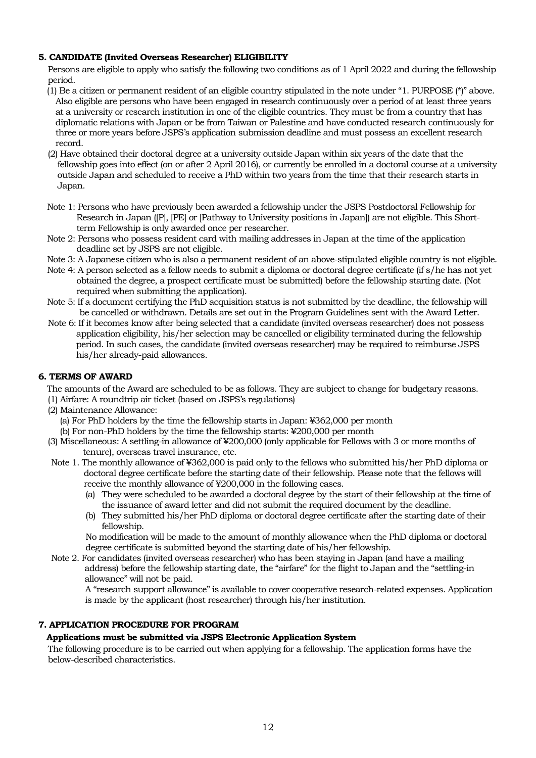### 5. CANDIDATE (Invited Overseas Researcher) ELIGIBILITY

Persons are eligible to apply who satisfy the following two conditions as of 1 April 2022 and during the fellowship period.

(1) Be a citizen or permanent resident of an eligible country stipulated in the note under "1. PURPOSE (*)" above. Also eligible are persons who have been engaged in research continuously over a period of at least three years at a university or research institution in one of the eligible countries. They must be from a country that has diplomatic relations with Japan or be from Taiwan or Palestine and have conducted research continuously for three or more years before JSPS's application submission deadline and must possess an excellent research record.

(2) Have obtained their doctoral degree at a university outside Japan within six years of the date that the fellowship goes into effect (on or after 2 April 2016), or currently be enrolled in a doctoral course at a university outside Japan and scheduled to receive a PhD within two years from the time that their research starts in Japan.

Note 1: Persons who have previously been awarded a fellowship under the JSPS Postdoctoral Fellowship for Research in Japan ([P], [PE] or [Pathway to University positions in Japan]) are not eligible. This Short-term Fellowship is only awarded once per researcher.

Note 2: Persons who possess resident card with mailing addresses in Japan at the time of the application deadline set by JSPS are not eligible.

Note 3: A Japanese citizen who is also a permanent resident of an above-stipulated eligible country is not eligible.

Note 4: A person selected as a fellow needs to submit a diploma or doctoral degree certificate (if s/he has not yet obtained the degree, a prospect certificate must be submitted) before the fellowship starting date. (Not required when submitting the application).

Note 5: If a document certifying the PhD acquisition status is not submitted by the deadline, the fellowship will be cancelled or withdrawn. Details are set out in the Program Guidelines sent with the Award Letter.

Note 6: If it becomes know after being selected that a candidate (invited overseas researcher) does not possess application eligibility, his/her selection may be cancelled or eligibility terminated during the fellowship period. In such cases, the candidate (invited overseas researcher) may be required to reimburse JSPS his/her already-paid allowances.

### 6. TERMS OF AWARD

The amounts of the Award are scheduled to be as follows. They are subject to change for budgetary reasons.

(1) Airfare: A roundtrip air ticket (based on JSPS's regulations)

(2) Maintenance Allowance:
- (a) For PhD holders by the time the fellowship starts in Japan: ¥362,000 per month
- (b) For non-PhD holders by the time the fellowship starts: ¥200,000 per month

(3) Miscellaneous: A settling-in allowance of ¥200,000 (only applicable for Fellows with 3 or more months of tenure), overseas travel insurance, etc.

Note 1. The monthly allowance of ¥362,000 is paid only to the fellows who submitted his/her PhD diploma or doctoral degree certificate before the starting date of their fellowship. Please note that the fellows will receive the monthly allowance of ¥200,000 in the following cases.
- (a) They were scheduled to be awarded a doctoral degree by the start of their fellowship at the time of the issuance of award letter and did not submit the required document by the deadline.
- (b) They submitted his/her PhD diploma or doctoral degree certificate after the starting date of their fellowship.

No modification will be made to the amount of monthly allowance when the PhD diploma or doctoral degree certificate is submitted beyond the starting date of his/her fellowship.

Note 2. For candidates (invited overseas researcher) who has been staying in Japan (and have a mailing address) before the fellowship starting date, the "airfare" for the flight to Japan and the "settling-in allowance" will not be paid.

A "research support allowance" is available to cover cooperative research-related expenses. Application is made by the applicant (host researcher) through his/her institution.

### 7. APPLICATION PROCEDURE FOR PROGRAM

**Applications must be submitted via JSPS Electronic Application System**

The following procedure is to be carried out when applying for a fellowship. The application forms have the below-described characteristics.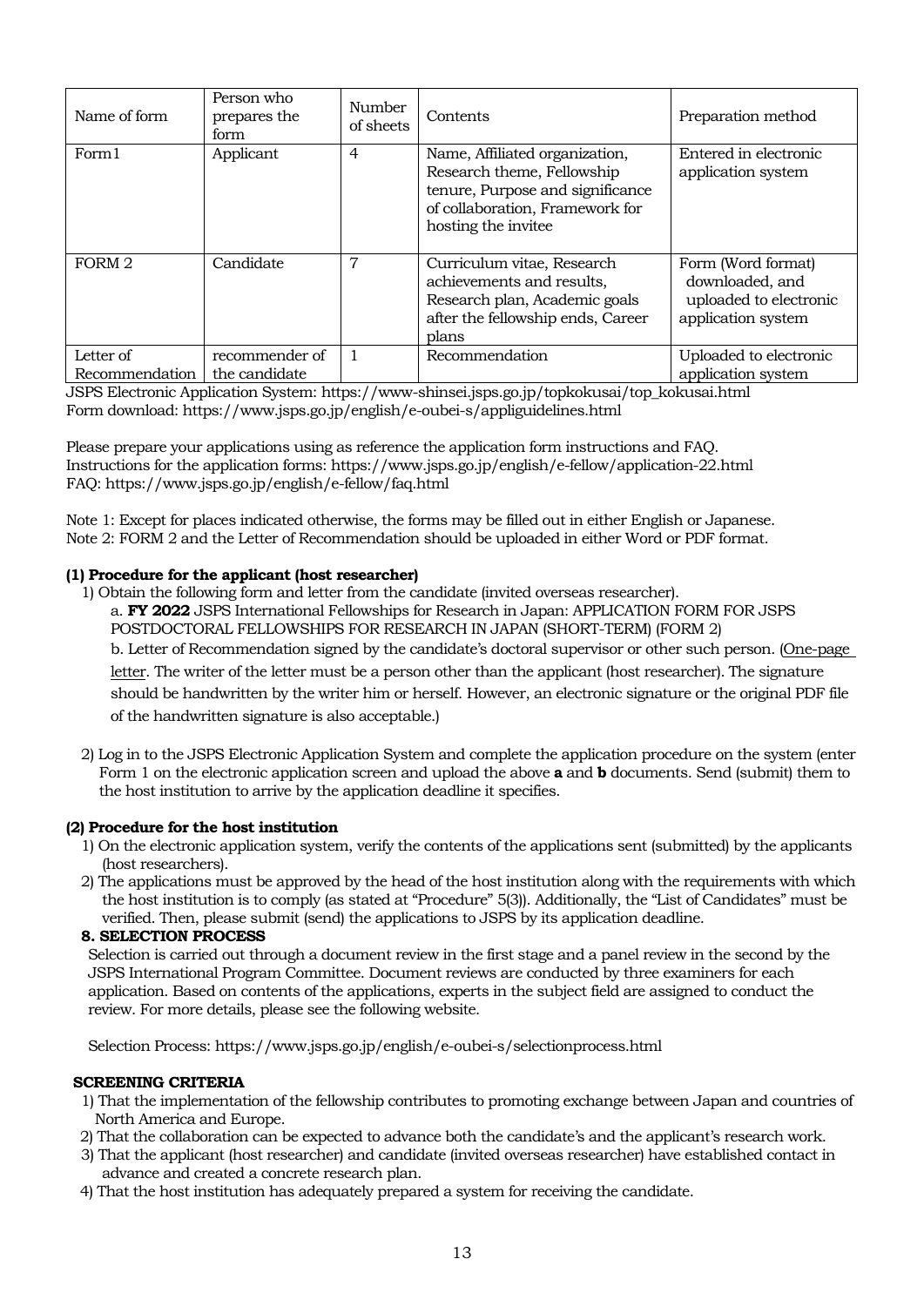| Name of form | Person who prepares the form | Number of sheets | Contents | Preparation method |
|---|---|---|---|---|
| Form1 | Applicant | 4 | Name, Affiliated organization, Research theme, Fellowship tenure, Purpose and significance of collaboration, Framework for hosting the invitee | Entered in electronic application system |
| FORM 2 | Candidate | 7 | Curriculum vitae, Research achievements and results, Research plan, Academic goals after the fellowship ends, Career plans | Form (Word format) downloaded, and uploaded to electronic application system |
| Letter of Recommendation | recommender of the candidate | 1 | Recommendation | Uploaded to electronic application system |

JSPS Electronic Application System: https://www-shinsei.jsps.go.jp/topkokusai/top_kokusai.html
Form download: https://www.jsps.go.jp/english/e-oubei-s/appliguidelines.html

Please prepare your applications using as reference the application form instructions and FAQ.
Instructions for the application forms: https://www.jsps.go.jp/english/e-fellow/application-22.html
FAQ: https://www.jsps.go.jp/english/e-fellow/faq.html

Note 1: Except for places indicated otherwise, the forms may be filled out in either English or Japanese.
Note 2: FORM 2 and the Letter of Recommendation should be uploaded in either Word or PDF format.

**(1) Procedure for the applicant (host researcher)**

1) Obtain the following form and letter from the candidate (invited overseas researcher).
   a. **FY 2022** JSPS International Fellowships for Research in Japan: APPLICATION FORM FOR JSPS POSTDOCTORAL FELLOWSHIPS FOR RESEARCH IN JAPAN (SHORT-TERM) (FORM 2)
   b. Letter of Recommendation signed by the candidate's doctoral supervisor or other such person. (One-page letter. The writer of the letter must be a person other than the applicant (host researcher). The signature should be handwritten by the writer him or herself. However, an electronic signature or the original PDF file of the handwritten signature is also acceptable.)

2) Log in to the JSPS Electronic Application System and complete the application procedure on the system (enter Form 1 on the electronic application screen and upload the above **a** and **b** documents. Send (submit) them to the host institution to arrive by the application deadline it specifies.

**(2) Procedure for the host institution**

1) On the electronic application system, verify the contents of the applications sent (submitted) by the applicants (host researchers).
2) The applications must be approved by the head of the host institution along with the requirements with which the host institution is to comply (as stated at "Procedure" 5(3)). Additionally, the "List of Candidates" must be verified. Then, please submit (send) the applications to JSPS by its application deadline.

**8. SELECTION PROCESS**

Selection is carried out through a document review in the first stage and a panel review in the second by the JSPS International Program Committee. Document reviews are conducted by three examiners for each application. Based on contents of the applications, experts in the subject field are assigned to conduct the review. For more details, please see the following website.

Selection Process: https://www.jsps.go.jp/english/e-oubei-s/selectionprocess.html

**SCREENING CRITERIA**

1) That the implementation of the fellowship contributes to promoting exchange between Japan and countries of North America and Europe.
2) That the collaboration can be expected to advance both the candidate's and the applicant's research work.
3) That the applicant (host researcher) and candidate (invited overseas researcher) have established contact in advance and created a concrete research plan.
4) That the host institution has adequately prepared a system for receiving the candidate.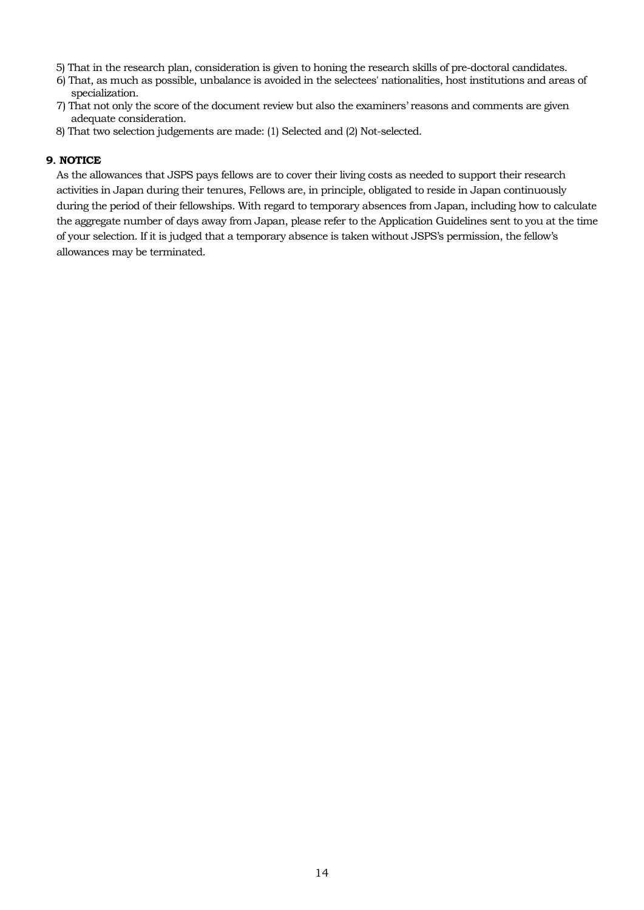5) That in the research plan, consideration is given to honing the research skills of pre-doctoral candidates.
6) That, as much as possible, unbalance is avoided in the selectees' nationalities, host institutions and areas of specialization.
7) That not only the score of the document review but also the examiners' reasons and comments are given adequate consideration.
8) That two selection judgements are made: (1) Selected and (2) Not-selected.

### 9. NOTICE

As the allowances that JSPS pays fellows are to cover their living costs as needed to support their research activities in Japan during their tenures, Fellows are, in principle, obligated to reside in Japan continuously during the period of their fellowships. With regard to temporary absences from Japan, including how to calculate the aggregate number of days away from Japan, please refer to the Application Guidelines sent to you at the time of your selection. If it is judged that a temporary absence is taken without JSPS's permission, the fellow's allowances may be terminated.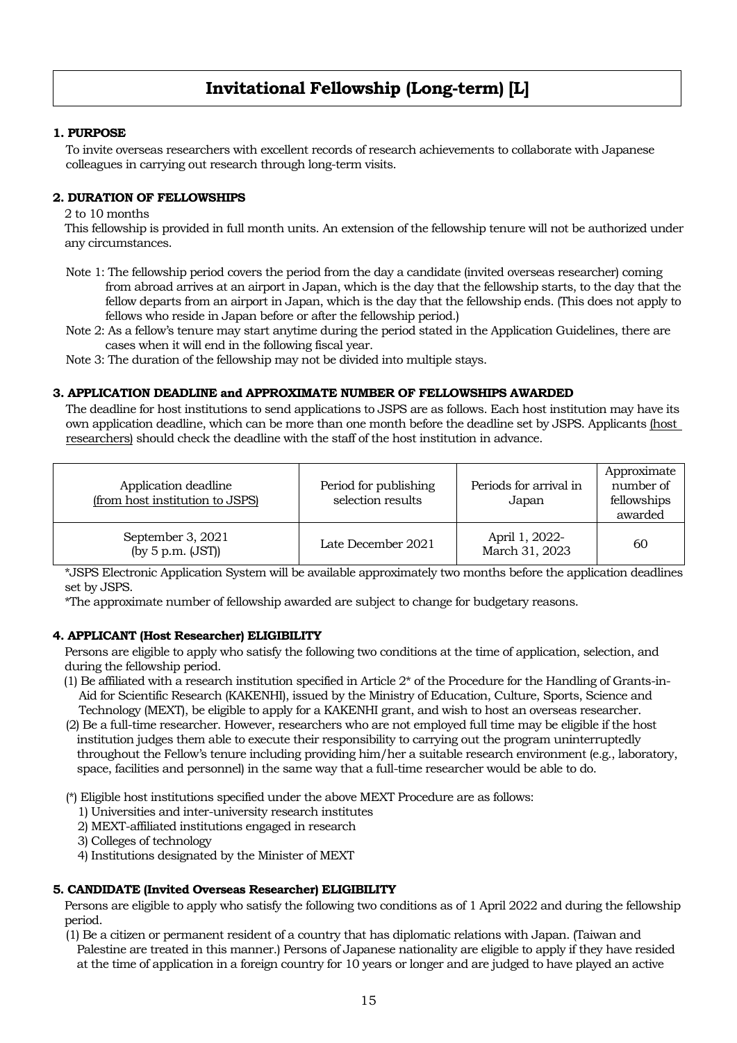# Invitational Fellowship (Long-term) [L]

**1. PURPOSE**

To invite overseas researchers with excellent records of research achievements to collaborate with Japanese colleagues in carrying out research through long-term visits.

**2. DURATION OF FELLOWSHIPS**

2 to 10 months

This fellowship is provided in full month units. An extension of the fellowship tenure will not be authorized under any circumstances.

Note 1: The fellowship period covers the period from the day a candidate (invited overseas researcher) coming from abroad arrives at an airport in Japan, which is the day that the fellowship starts, to the day that the fellow departs from an airport in Japan, which is the day that the fellowship ends. (This does not apply to fellows who reside in Japan before or after the fellowship period.)

Note 2: As a fellow's tenure may start anytime during the period stated in the Application Guidelines, there are cases when it will end in the following fiscal year.

Note 3: The duration of the fellowship may not be divided into multiple stays.

**3. APPLICATION DEADLINE and APPROXIMATE NUMBER OF FELLOWSHIPS AWARDED**

The deadline for host institutions to send applications to JSPS are as follows. Each host institution may have its own application deadline, which can be more than one month before the deadline set by JSPS. Applicants (host researchers) should check the deadline with the staff of the host institution in advance.

| Application deadline (from host institution to JSPS) | Period for publishing selection results | Periods for arrival in Japan | Approximate number of fellowships awarded |
|---|---|---|---|
| September 3, 2021 (by 5 p.m. (JST)) | Late December 2021 | April 1, 2022-March 31, 2023 | 60 |

*JSPS Electronic Application System will be available approximately two months before the application deadlines set by JSPS.

*The approximate number of fellowship awarded are subject to change for budgetary reasons.

**4. APPLICANT (Host Researcher) ELIGIBILITY**

Persons are eligible to apply who satisfy the following two conditions at the time of application, selection, and during the fellowship period.

(1) Be affiliated with a research institution specified in Article 2* of the Procedure for the Handling of Grants-in-Aid for Scientific Research (KAKENHI), issued by the Ministry of Education, Culture, Sports, Science and Technology (MEXT), be eligible to apply for a KAKENHI grant, and wish to host an overseas researcher.

(2) Be a full-time researcher. However, researchers who are not employed full time may be eligible if the host institution judges them able to execute their responsibility to carrying out the program uninterruptedly throughout the Fellow's tenure including providing him/her a suitable research environment (e.g., laboratory, space, facilities and personnel) in the same way that a full-time researcher would be able to do.

(*) Eligible host institutions specified under the above MEXT Procedure are as follows:

1) Universities and inter-university research institutes
2) MEXT-affiliated institutions engaged in research
3) Colleges of technology
4) Institutions designated by the Minister of MEXT

**5. CANDIDATE (Invited Overseas Researcher) ELIGIBILITY**

Persons are eligible to apply who satisfy the following two conditions as of 1 April 2022 and during the fellowship period.

(1) Be a citizen or permanent resident of a country that has diplomatic relations with Japan. (Taiwan and Palestine are treated in this manner.) Persons of Japanese nationality are eligible to apply if they have resided at the time of application in a foreign country for 10 years or longer and are judged to have played an active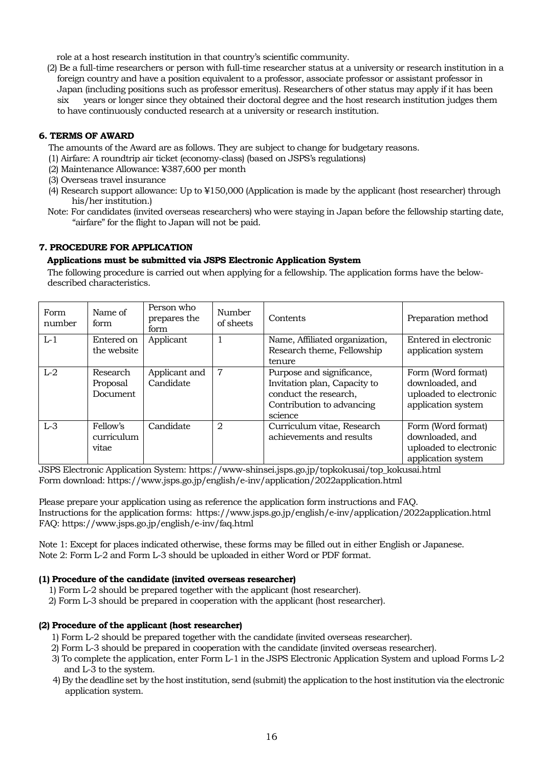role at a host research institution in that country's scientific community.

(2) Be a full-time researchers or person with full-time researcher status at a university or research institution in a foreign country and have a position equivalent to a professor, associate professor or assistant professor in Japan (including positions such as professor emeritus). Researchers of other status may apply if it has been six years or longer since they obtained their doctoral degree and the host research institution judges them to have continuously conducted research at a university or research institution.

### 6. TERMS OF AWARD

The amounts of the Award are as follows. They are subject to change for budgetary reasons.

(1) Airfare: A roundtrip air ticket (economy-class) (based on JSPS's regulations)
(2) Maintenance Allowance: ¥387,600 per month
(3) Overseas travel insurance
(4) Research support allowance: Up to ¥150,000 (Application is made by the applicant (host researcher) through his/her institution.)

Note: For candidates (invited overseas researchers) who were staying in Japan before the fellowship starting date, "airfare" for the flight to Japan will not be paid.

### 7. PROCEDURE FOR APPLICATION

**Applications must be submitted via JSPS Electronic Application System**

The following procedure is carried out when applying for a fellowship. The application forms have the below-described characteristics.

| Form number | Name of form | Person who prepares the form | Number of sheets | Contents | Preparation method |
|---|---|---|---|---|---|
| L-1 | Entered on the website | Applicant | 1 | Name, Affiliated organization, Research theme, Fellowship tenure | Entered in electronic application system |
| L-2 | Research Proposal Document | Applicant and Candidate | 7 | Purpose and significance, Invitation plan, Capacity to conduct the research, Contribution to advancing science | Form (Word format) downloaded, and uploaded to electronic application system |
| L-3 | Fellow's curriculum vitae | Candidate | 2 | Curriculum vitae, Research achievements and results | Form (Word format) downloaded, and uploaded to electronic application system |

JSPS Electronic Application System: https://www-shinsei.jsps.go.jp/topkokusai/top_kokusai.html
Form download: https://www.jsps.go.jp/english/e-inv/application/2022application.html

Please prepare your application using as reference the application form instructions and FAQ.
Instructions for the application forms: https://www.jsps.go.jp/english/e-inv/application/2022application.html
FAQ: https://www.jsps.go.jp/english/e-inv/faq.html

Note 1: Except for places indicated otherwise, these forms may be filled out in either English or Japanese.
Note 2: Form L-2 and Form L-3 should be uploaded in either Word or PDF format.

**(1) Procedure of the candidate (invited overseas researcher)**

1) Form L-2 should be prepared together with the applicant (host researcher).
2) Form L-3 should be prepared in cooperation with the applicant (host researcher).

**(2) Procedure of the applicant (host researcher)**

1) Form L-2 should be prepared together with the candidate (invited overseas researcher).
2) Form L-3 should be prepared in cooperation with the candidate (invited overseas researcher).
3) To complete the application, enter Form L-1 in the JSPS Electronic Application System and upload Forms L-2 and L-3 to the system.
4) By the deadline set by the host institution, send (submit) the application to the host institution via the electronic application system.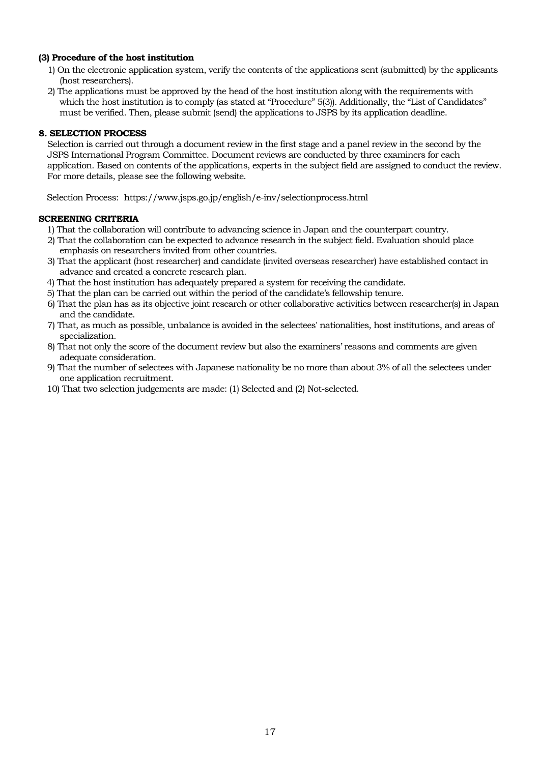#### (3) Procedure of the host institution

1) On the electronic application system, verify the contents of the applications sent (submitted) by the applicants (host researchers).
2) The applications must be approved by the head of the host institution along with the requirements with which the host institution is to comply (as stated at "Procedure" 5(3)). Additionally, the "List of Candidates" must be verified. Then, please submit (send) the applications to JSPS by its application deadline.

## 8. SELECTION PROCESS

Selection is carried out through a document review in the first stage and a panel review in the second by the JSPS International Program Committee. Document reviews are conducted by three examiners for each application. Based on contents of the applications, experts in the subject field are assigned to conduct the review. For more details, please see the following website.

Selection Process: https://www.jsps.go.jp/english/e-inv/selectionprocess.html

### SCREENING CRITERIA

1) That the collaboration will contribute to advancing science in Japan and the counterpart country.
2) That the collaboration can be expected to advance research in the subject field. Evaluation should place emphasis on researchers invited from other countries.
3) That the applicant (host researcher) and candidate (invited overseas researcher) have established contact in advance and created a concrete research plan.
4) That the host institution has adequately prepared a system for receiving the candidate.
5) That the plan can be carried out within the period of the candidate's fellowship tenure.
6) That the plan has as its objective joint research or other collaborative activities between researcher(s) in Japan and the candidate.
7) That, as much as possible, unbalance is avoided in the selectees' nationalities, host institutions, and areas of specialization.
8) That not only the score of the document review but also the examiners' reasons and comments are given adequate consideration.
9) That the number of selectees with Japanese nationality be no more than about 3% of all the selectees under one application recruitment.
10) That two selection judgements are made: (1) Selected and (2) Not-selected.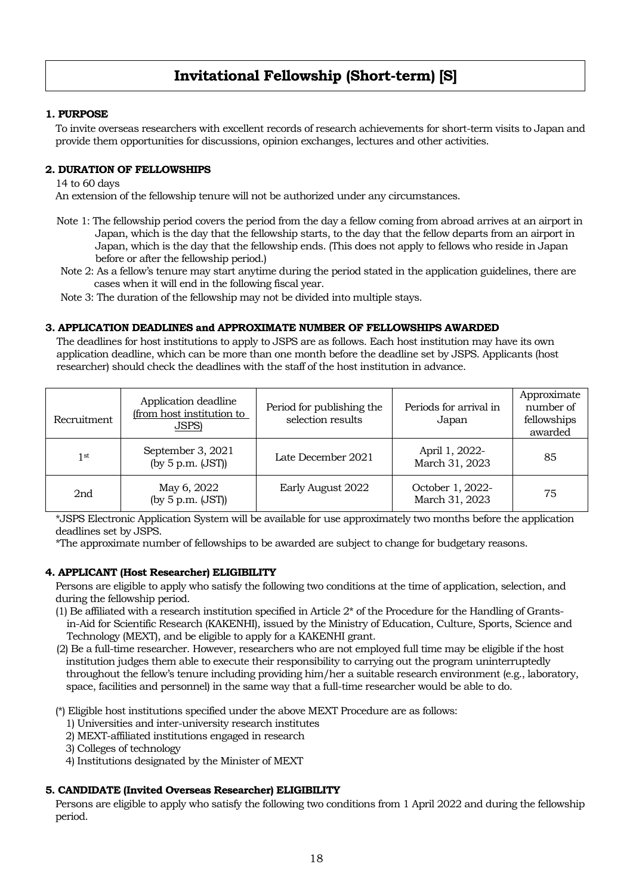# Invitational Fellowship (Short-term) [S]

### 1. PURPOSE

To invite overseas researchers with excellent records of research achievements for short-term visits to Japan and provide them opportunities for discussions, opinion exchanges, lectures and other activities.

### 2. DURATION OF FELLOWSHIPS

14 to 60 days

An extension of the fellowship tenure will not be authorized under any circumstances.

Note 1: The fellowship period covers the period from the day a fellow coming from abroad arrives at an airport in Japan, which is the day that the fellowship starts, to the day that the fellow departs from an airport in Japan, which is the day that the fellowship ends. (This does not apply to fellows who reside in Japan before or after the fellowship period.)

Note 2: As a fellow's tenure may start anytime during the period stated in the application guidelines, there are cases when it will end in the following fiscal year.

Note 3: The duration of the fellowship may not be divided into multiple stays.

### 3. APPLICATION DEADLINES and APPROXIMATE NUMBER OF FELLOWSHIPS AWARDED

The deadlines for host institutions to apply to JSPS are as follows. Each host institution may have its own application deadline, which can be more than one month before the deadline set by JSPS. Applicants (host researcher) should check the deadlines with the staff of the host institution in advance.

| Recruitment | Application deadline (from host institution to JSPS) | Period for publishing the selection results | Periods for arrival in Japan | Approximate number of fellowships awarded |
|---|---|---|---|---|
| 1st | September 3, 2021 (by 5 p.m. (JST)) | Late December 2021 | April 1, 2022- March 31, 2023 | 85 |
| 2nd | May 6, 2022 (by 5 p.m. (JST)) | Early August 2022 | October 1, 2022- March 31, 2023 | 75 |

*JSPS Electronic Application System will be available for use approximately two months before the application deadlines set by JSPS.

*The approximate number of fellowships to be awarded are subject to change for budgetary reasons.

### 4. APPLICANT (Host Researcher) ELIGIBILITY

Persons are eligible to apply who satisfy the following two conditions at the time of application, selection, and during the fellowship period.

(1) Be affiliated with a research institution specified in Article 2* of the Procedure for the Handling of Grants-in-Aid for Scientific Research (KAKENHI), issued by the Ministry of Education, Culture, Sports, Science and Technology (MEXT), and be eligible to apply for a KAKENHI grant.

(2) Be a full-time researcher. However, researchers who are not employed full time may be eligible if the host institution judges them able to execute their responsibility to carrying out the program uninterruptedly throughout the fellow's tenure including providing him/her a suitable research environment (e.g., laboratory, space, facilities and personnel) in the same way that a full-time researcher would be able to do.

(*) Eligible host institutions specified under the above MEXT Procedure are as follows:

1) Universities and inter-university research institutes
2) MEXT-affiliated institutions engaged in research
3) Colleges of technology
4) Institutions designated by the Minister of MEXT

### 5. CANDIDATE (Invited Overseas Researcher) ELIGIBILITY

Persons are eligible to apply who satisfy the following two conditions from 1 April 2022 and during the fellowship period.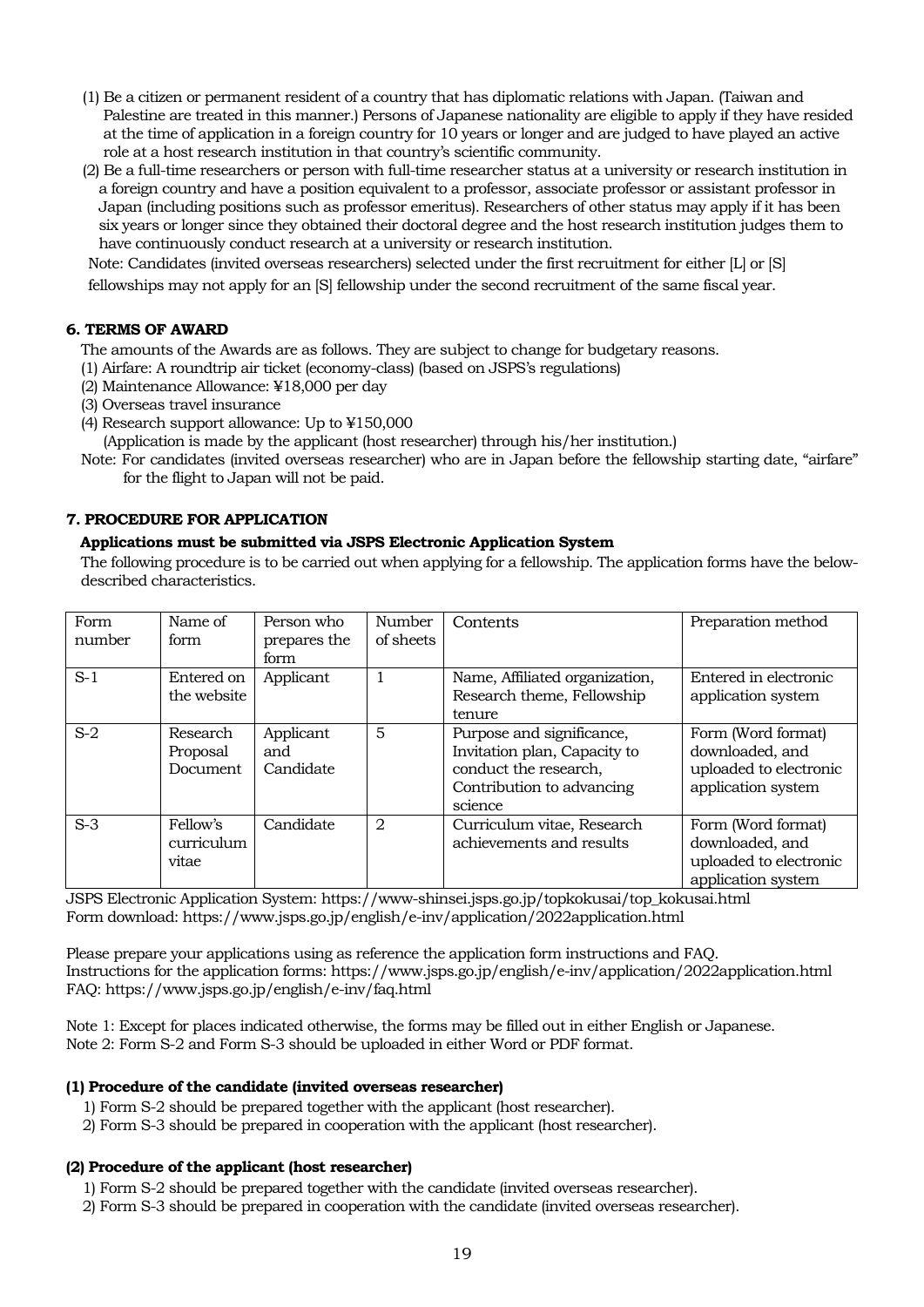(1) Be a citizen or permanent resident of a country that has diplomatic relations with Japan. (Taiwan and Palestine are treated in this manner.) Persons of Japanese nationality are eligible to apply if they have resided at the time of application in a foreign country for 10 years or longer and are judged to have played an active role at a host research institution in that country's scientific community.

(2) Be a full-time researchers or person with full-time researcher status at a university or research institution in a foreign country and have a position equivalent to a professor, associate professor or assistant professor in Japan (including positions such as professor emeritus). Researchers of other status may apply if it has been six years or longer since they obtained their doctoral degree and the host research institution judges them to have continuously conduct research at a university or research institution.

Note: Candidates (invited overseas researchers) selected under the first recruitment for either [L] or [S] fellowships may not apply for an [S] fellowship under the second recruitment of the same fiscal year.

### 6. TERMS OF AWARD

The amounts of the Awards are as follows. They are subject to change for budgetary reasons.

(1) Airfare: A roundtrip air ticket (economy-class) (based on JSPS's regulations)
(2) Maintenance Allowance: ¥18,000 per day
(3) Overseas travel insurance
(4) Research support allowance: Up to ¥150,000
(Application is made by the applicant (host researcher) through his/her institution.)

Note: For candidates (invited overseas researcher) who are in Japan before the fellowship starting date, "airfare" for the flight to Japan will not be paid.

### 7. PROCEDURE FOR APPLICATION

**Applications must be submitted via JSPS Electronic Application System**

The following procedure is to be carried out when applying for a fellowship. The application forms have the below-described characteristics.

| Form number | Name of form | Person who prepares the form | Number of sheets | Contents | Preparation method |
|---|---|---|---|---|---|
| S-1 | Entered on the website | Applicant | 1 | Name, Affiliated organization, Research theme, Fellowship tenure | Entered in electronic application system |
| S-2 | Research Proposal Document | Applicant and Candidate | 5 | Purpose and significance, Invitation plan, Capacity to conduct the research, Contribution to advancing science | Form (Word format) downloaded, and uploaded to electronic application system |
| S-3 | Fellow's curriculum vitae | Candidate | 2 | Curriculum vitae, Research achievements and results | Form (Word format) downloaded, and uploaded to electronic application system |

JSPS Electronic Application System: https://www-shinsei.jsps.go.jp/topkokusai/top_kokusai.html
Form download: https://www.jsps.go.jp/english/e-inv/application/2022application.html

Please prepare your applications using as reference the application form instructions and FAQ.
Instructions for the application forms: https://www.jsps.go.jp/english/e-inv/application/2022application.html
FAQ: https://www.jsps.go.jp/english/e-inv/faq.html

Note 1: Except for places indicated otherwise, the forms may be filled out in either English or Japanese.
Note 2: Form S-2 and Form S-3 should be uploaded in either Word or PDF format.

**(1) Procedure of the candidate (invited overseas researcher)**

1) Form S-2 should be prepared together with the applicant (host researcher).
2) Form S-3 should be prepared in cooperation with the applicant (host researcher).

**(2) Procedure of the applicant (host researcher)**

1) Form S-2 should be prepared together with the candidate (invited overseas researcher).
2) Form S-3 should be prepared in cooperation with the candidate (invited overseas researcher).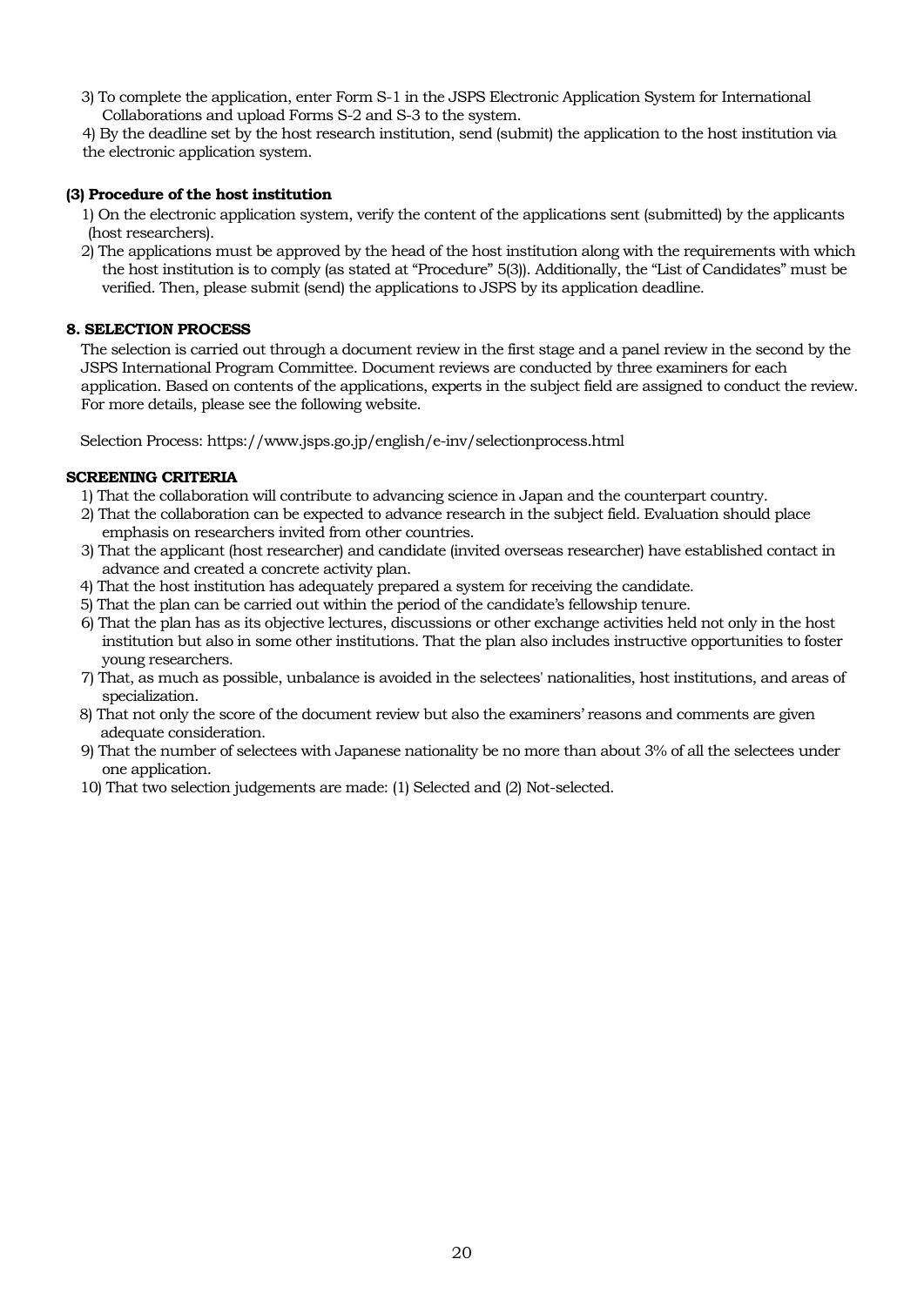3) To complete the application, enter Form S-1 in the JSPS Electronic Application System for International Collaborations and upload Forms S-2 and S-3 to the system.

4) By the deadline set by the host research institution, send (submit) the application to the host institution via the electronic application system.

**(3) Procedure of the host institution**

1) On the electronic application system, verify the content of the applications sent (submitted) by the applicants (host researchers).

2) The applications must be approved by the head of the host institution along with the requirements with which the host institution is to comply (as stated at "Procedure" 5(3)). Additionally, the "List of Candidates" must be verified. Then, please submit (send) the applications to JSPS by its application deadline.

**8. SELECTION PROCESS**

The selection is carried out through a document review in the first stage and a panel review in the second by the JSPS International Program Committee. Document reviews are conducted by three examiners for each application. Based on contents of the applications, experts in the subject field are assigned to conduct the review. For more details, please see the following website.

Selection Process: https://www.jsps.go.jp/english/e-inv/selectionprocess.html

**SCREENING CRITERIA**

1) That the collaboration will contribute to advancing science in Japan and the counterpart country.

2) That the collaboration can be expected to advance research in the subject field. Evaluation should place emphasis on researchers invited from other countries.

3) That the applicant (host researcher) and candidate (invited overseas researcher) have established contact in advance and created a concrete activity plan.

4) That the host institution has adequately prepared a system for receiving the candidate.

5) That the plan can be carried out within the period of the candidate's fellowship tenure.

6) That the plan has as its objective lectures, discussions or other exchange activities held not only in the host institution but also in some other institutions. That the plan also includes instructive opportunities to foster young researchers.

7) That, as much as possible, unbalance is avoided in the selectees' nationalities, host institutions, and areas of specialization.

8) That not only the score of the document review but also the examiners' reasons and comments are given adequate consideration.

9) That the number of selectees with Japanese nationality be no more than about 3% of all the selectees under one application.

10) That two selection judgements are made: (1) Selected and (2) Not-selected.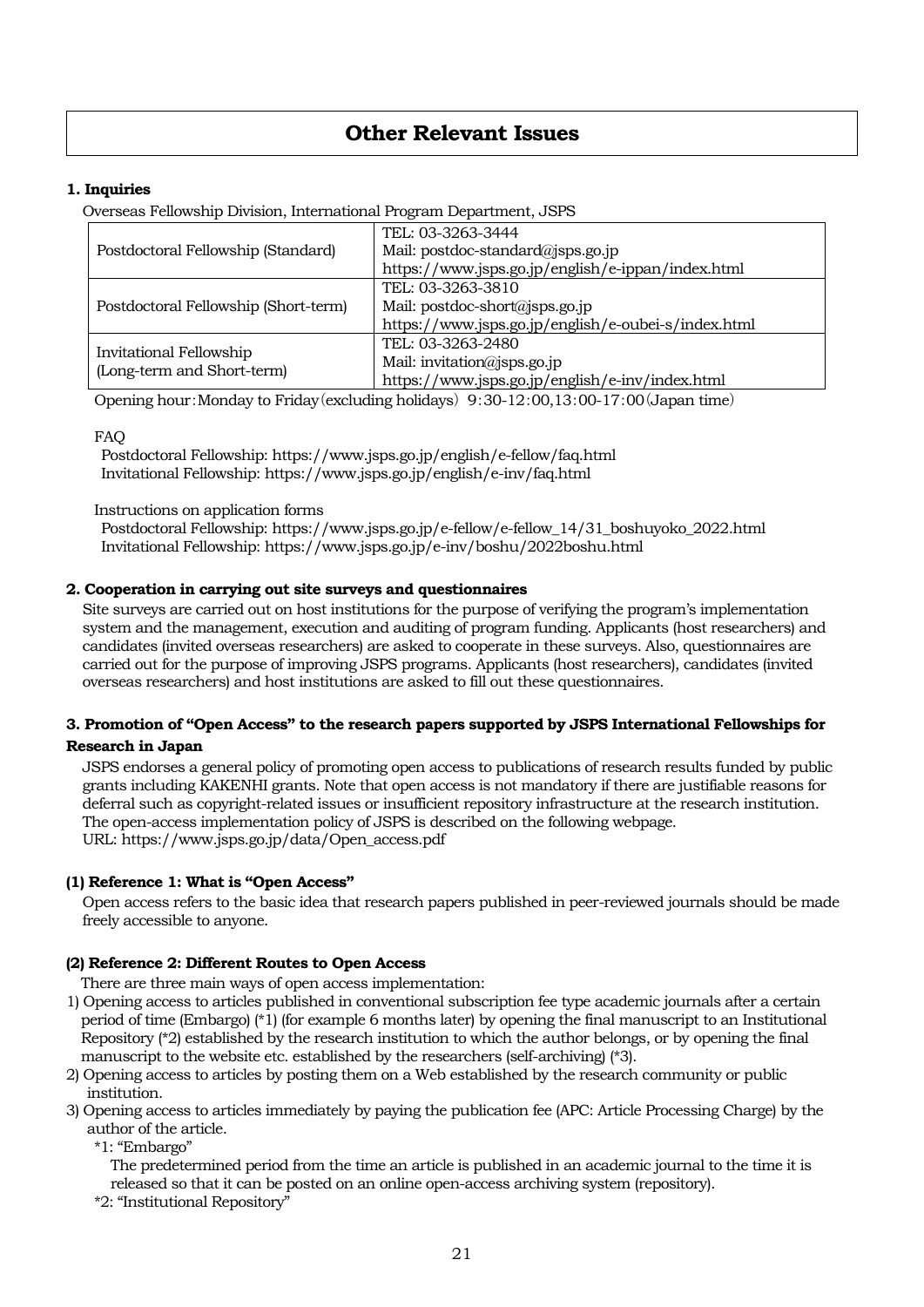# Other Relevant Issues

**1. Inquiries**

Overseas Fellowship Division, International Program Department, JSPS

| | |
|---|---|
| Postdoctoral Fellowship (Standard) | TEL: 03-3263-3444<br>Mail: postdoc-standard@jsps.go.jp<br>https://www.jsps.go.jp/english/e-ippan/index.html |
| Postdoctoral Fellowship (Short-term) | TEL: 03-3263-3810<br>Mail: postdoc-short@jsps.go.jp<br>https://www.jsps.go.jp/english/e-oubei-s/index.html |
| Invitational Fellowship<br>(Long-term and Short-term) | TEL: 03-3263-2480<br>Mail: invitation@jsps.go.jp<br>https://www.jsps.go.jp/english/e-inv/index.html |

Opening hour：Monday to Friday（excluding holidays） 9:30-12:00,13:00-17:00（Japan time）

FAQ

Postdoctoral Fellowship: https://www.jsps.go.jp/english/e-fellow/faq.html
Invitational Fellowship: https://www.jsps.go.jp/english/e-inv/faq.html

Instructions on application forms

Postdoctoral Fellowship: https://www.jsps.go.jp/e-fellow/e-fellow_14/31_boshuyoko_2022.html
Invitational Fellowship: https://www.jsps.go.jp/e-inv/boshu/2022boshu.html

**2. Cooperation in carrying out site surveys and questionnaires**

Site surveys are carried out on host institutions for the purpose of verifying the program's implementation system and the management, execution and auditing of program funding. Applicants (host researchers) and candidates (invited overseas researchers) are asked to cooperate in these surveys. Also, questionnaires are carried out for the purpose of improving JSPS programs. Applicants (host researchers), candidates (invited overseas researchers) and host institutions are asked to fill out these questionnaires.

**3. Promotion of "Open Access" to the research papers supported by JSPS International Fellowships for Research in Japan**

JSPS endorses a general policy of promoting open access to publications of research results funded by public grants including KAKENHI grants. Note that open access is not mandatory if there are justifiable reasons for deferral such as copyright-related issues or insufficient repository infrastructure at the research institution. The open-access implementation policy of JSPS is described on the following webpage.
URL: https://www.jsps.go.jp/data/Open_access.pdf

**(1) Reference 1: What is "Open Access"**

Open access refers to the basic idea that research papers published in peer-reviewed journals should be made freely accessible to anyone.

**(2) Reference 2: Different Routes to Open Access**

There are three main ways of open access implementation:

1) Opening access to articles published in conventional subscription fee type academic journals after a certain period of time (Embargo) (*1) (for example 6 months later) by opening the final manuscript to an Institutional Repository (*2) established by the research institution to which the author belongs, or by opening the final manuscript to the website etc. established by the researchers (self-archiving) (*3).
2) Opening access to articles by posting them on a Web established by the research community or public institution.
3) Opening access to articles immediately by paying the publication fee (APC: Article Processing Charge) by the author of the article.

*1: "Embargo"

The predetermined period from the time an article is published in an academic journal to the time it is released so that it can be posted on an online open-access archiving system (repository).

*2: "Institutional Repository"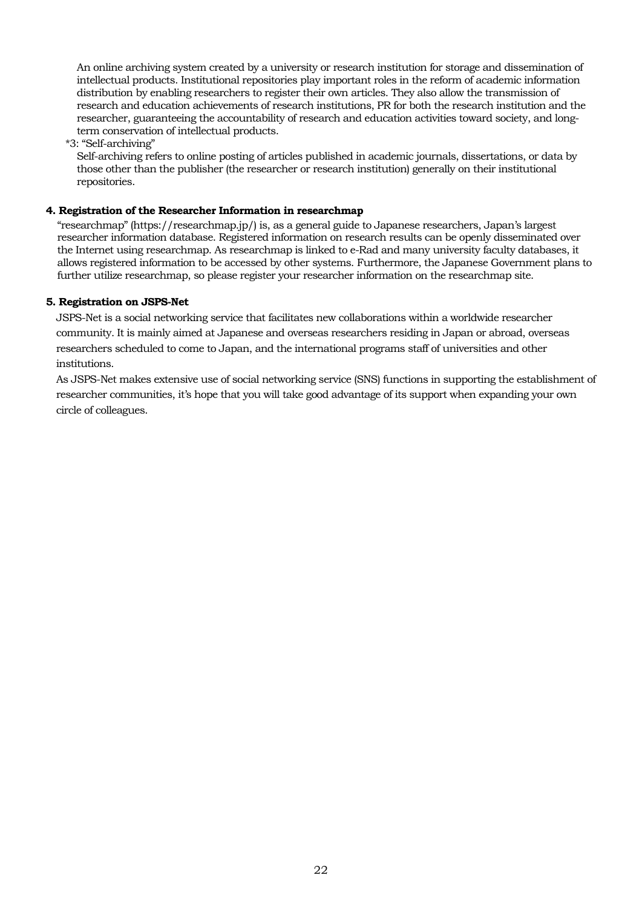An online archiving system created by a university or research institution for storage and dissemination of intellectual products. Institutional repositories play important roles in the reform of academic information distribution by enabling researchers to register their own articles. They also allow the transmission of research and education achievements of research institutions, PR for both the research institution and the researcher, guaranteeing the accountability of research and education activities toward society, and long-term conservation of intellectual products.

*3: "Self-archiving"

Self-archiving refers to online posting of articles published in academic journals, dissertations, or data by those other than the publisher (the researcher or research institution) generally on their institutional repositories.

**4. Registration of the Researcher Information in researchmap**

"researchmap" (https://researchmap.jp/) is, as a general guide to Japanese researchers, Japan's largest researcher information database. Registered information on research results can be openly disseminated over the Internet using researchmap. As researchmap is linked to e-Rad and many university faculty databases, it allows registered information to be accessed by other systems. Furthermore, the Japanese Government plans to further utilize researchmap, so please register your researcher information on the researchmap site.

**5. Registration on JSPS-Net**

JSPS-Net is a social networking service that facilitates new collaborations within a worldwide researcher community. It is mainly aimed at Japanese and overseas researchers residing in Japan or abroad, overseas researchers scheduled to come to Japan, and the international programs staff of universities and other institutions.

As JSPS-Net makes extensive use of social networking service (SNS) functions in supporting the establishment of researcher communities, it's hope that you will take good advantage of its support when expanding your own circle of colleagues.